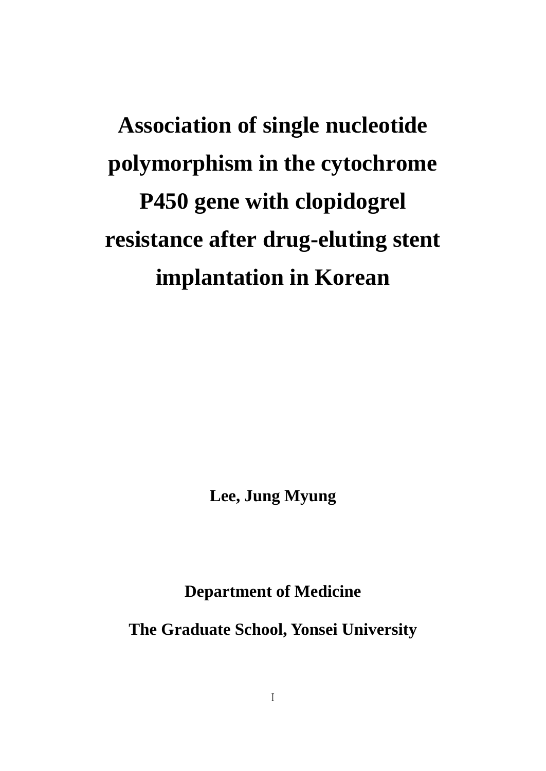# Association of single nucleotide polymorphism in the cytochrome P450 gene with clopidogrel resistance after drug-eluting stent implantation in Korean

**Lee, Jung Myung**

**Department of Medicine**

**The Graduate School, Yonsei University**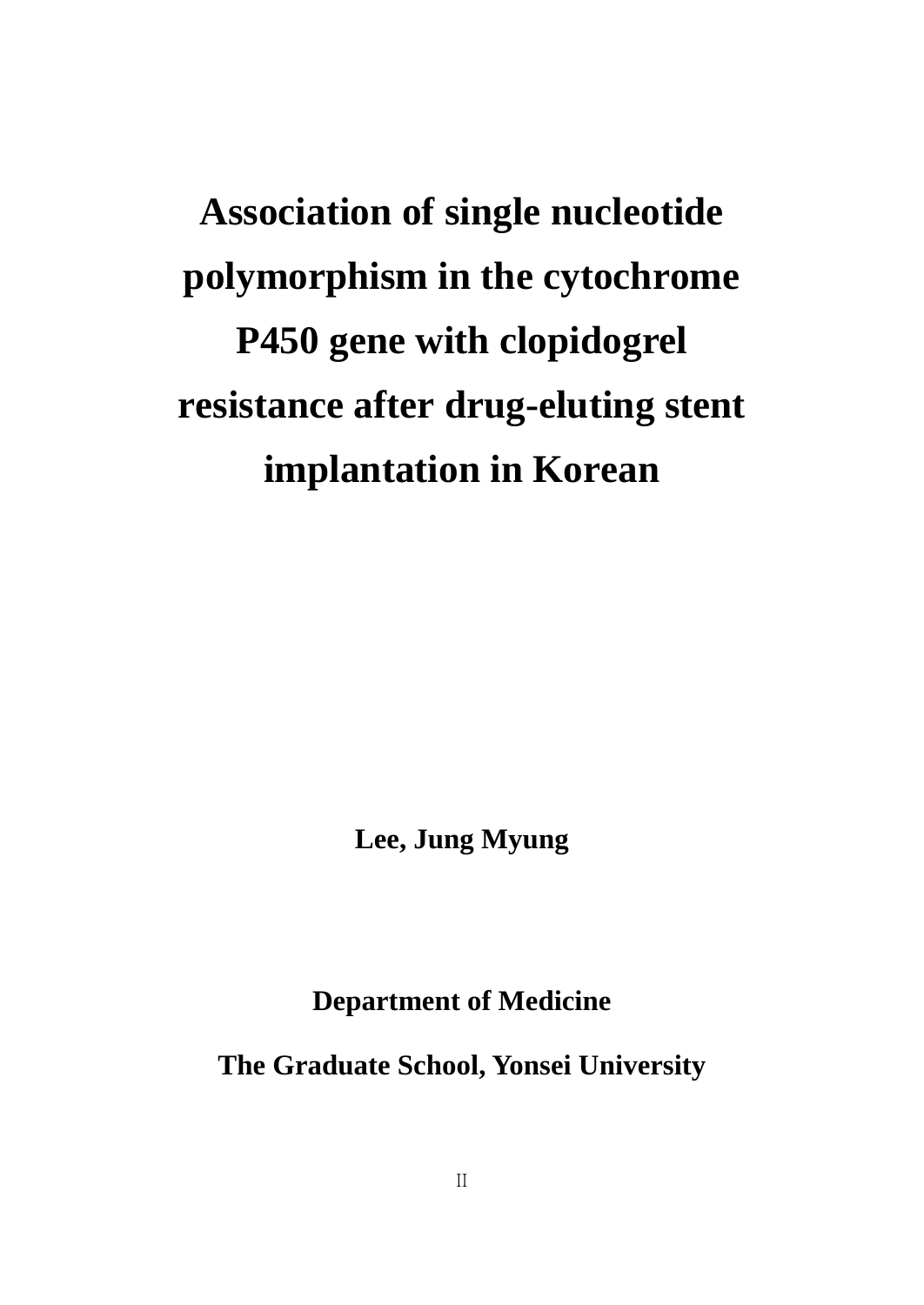# Association of single nucleotide polymorphism in the cytochrome P450 gene with clopidogrel resistance after drug-eluting stent implantation in Korean

**Lee, Jung Myung**

**Department of Medicine**

**The Graduate School, Yonsei University**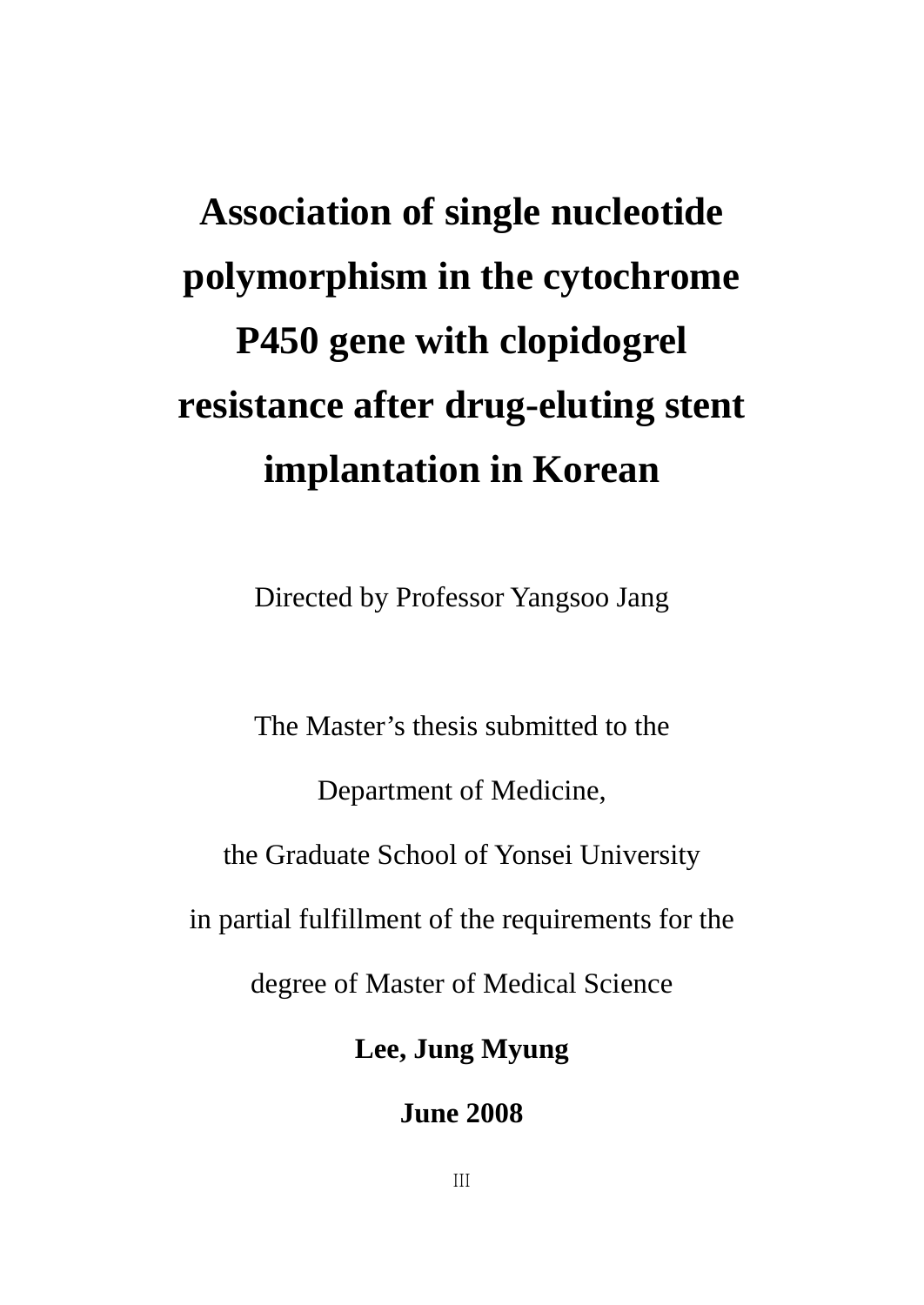# Association of single nucleotide polymorphism in the cytochrome P450 gene with clopidogrel resistance after drug-eluting stent implantation in Korean

Directed by Professor Yangsoo Jang

The Master's thesis submitted to the

Department of Medicine,

the Graduate School of Yonsei University

in partial fulfillment of the requirements for the

degree of Master of Medical Science

**Lee, Jung Myung**

**June 2008**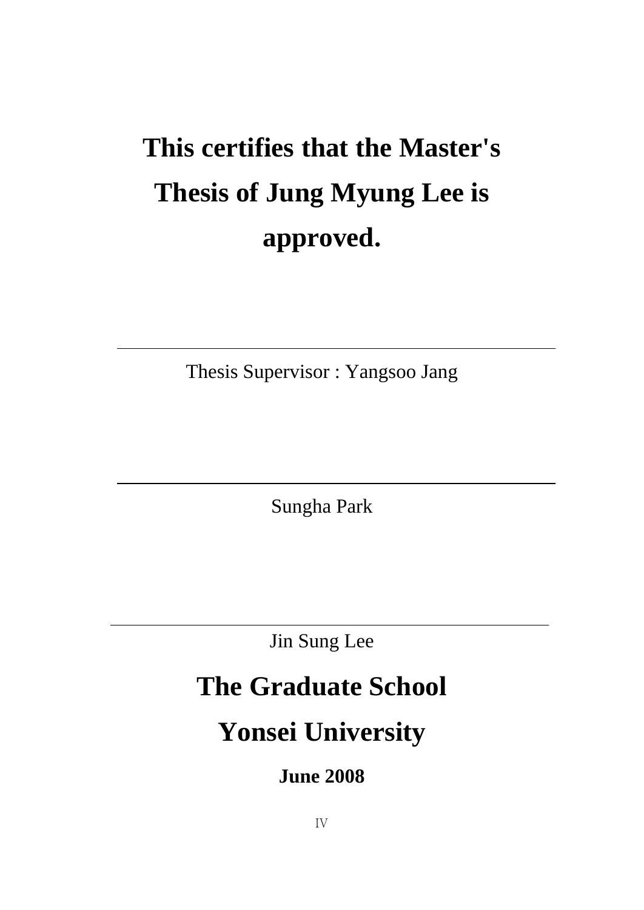# This certifies that the Master's Thesis of Jung Myung Lee is approved.

---

Thesis Supervisor : Yangsoo Jang

---

Sungha Park

---

Jin Sung Lee

# The Graduate School

# Yonsei University

**June 2008**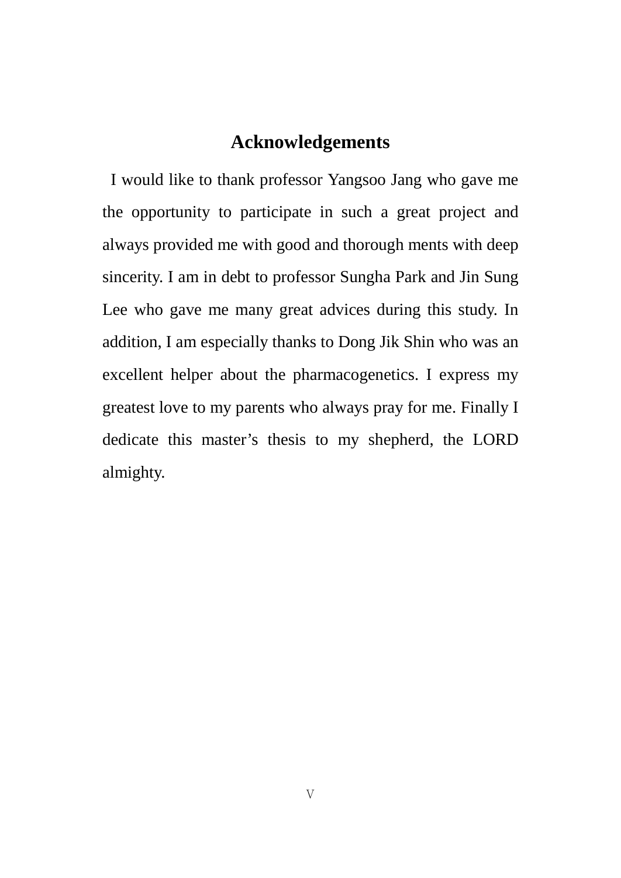# Acknowledgements

I would like to thank professor Yangsoo Jang who gave me the opportunity to participate in such a great project and always provided me with good and thorough ments with deep sincerity. I am in debt to professor Sungha Park and Jin Sung Lee who gave me many great advices during this study. In addition, I am especially thanks to Dong Jik Shin who was an excellent helper about the pharmacogenetics. I express my greatest love to my parents who always pray for me. Finally I dedicate this master's thesis to my shepherd, the LORD almighty.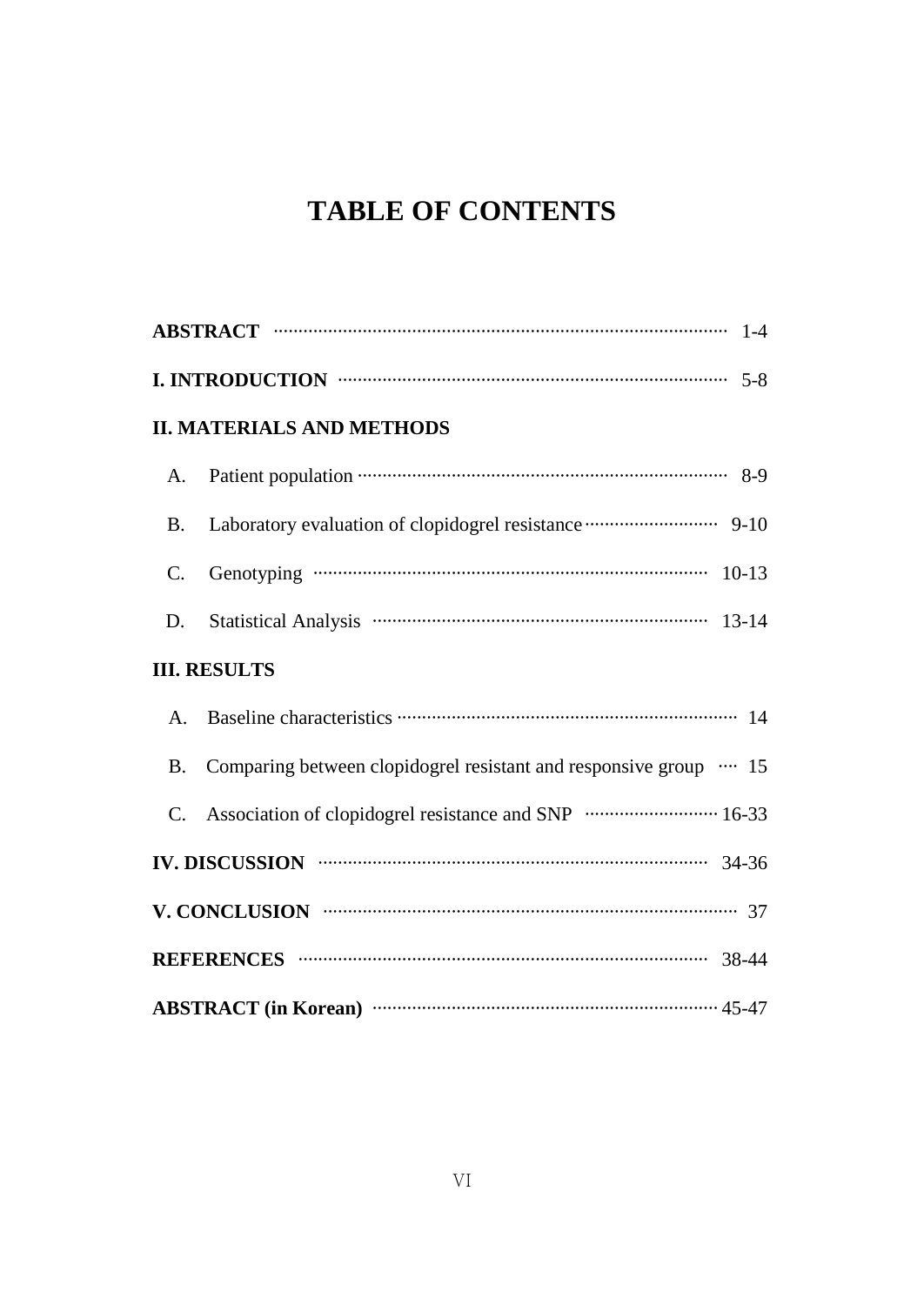# TABLE OF CONTENTS

**ABSTRACT** ··· 1-4

**I. INTRODUCTION** ··· 5-8

**II. MATERIALS AND METHODS**

A. Patient population ··· 8-9

B. Laboratory evaluation of clopidogrel resistance ··· 9-10

C. Genotyping ··· 10-13

D. Statistical Analysis ··· 13-14

**III. RESULTS**

A. Baseline characteristics ··· 14

B. Comparing between clopidogrel resistant and responsive group ··· 15

C. Association of clopidogrel resistance and SNP ··· 16-33

**IV. DISCUSSION** ··· 34-36

**V. CONCLUSION** ··· 37

**REFERENCES** ··· 38-44

**ABSTRACT (in Korean)** ··· 45-47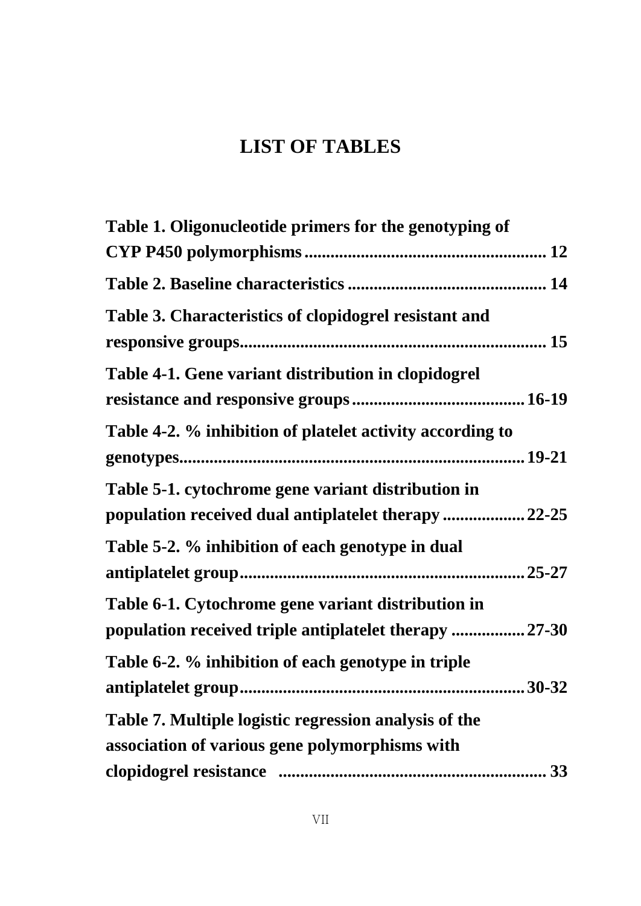# LIST OF TABLES

**Table 1. Oligonucleotide primers for the genotyping of CYP P450 polymorphisms ........................................................ 12**

**Table 2. Baseline characteristics .............................................. 14**

**Table 3. Characteristics of clopidogrel resistant and responsive groups........................................................................ 15**

**Table 4-1. Gene variant distribution in clopidogrel resistance and responsive groups ........................................ 16-19**

**Table 4-2. % inhibition of platelet activity according to genotypes................................................................................ 19-21**

**Table 5-1. cytochrome gene variant distribution in population received dual antiplatelet therapy ................... 22-25**

**Table 5-2. % inhibition of each genotype in dual antiplatelet group.................................................................. 25-27**

**Table 6-1. Cytochrome gene variant distribution in population received triple antiplatelet therapy ................. 27-30**

**Table 6-2. % inhibition of each genotype in triple antiplatelet group.................................................................. 30-32**

**Table 7. Multiple logistic regression analysis of the association of various gene polymorphisms with clopidogrel resistance .............................................................. 33**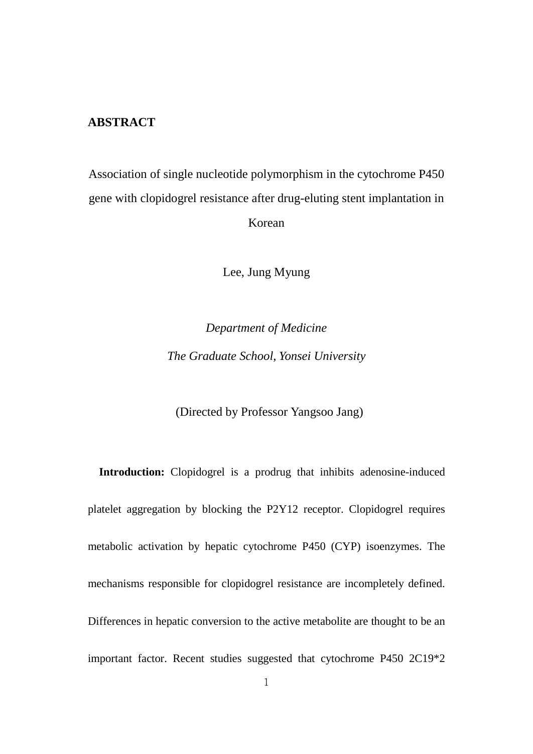## ABSTRACT

Association of single nucleotide polymorphism in the cytochrome P450 gene with clopidogrel resistance after drug-eluting stent implantation in Korean

Lee, Jung Myung

*Department of Medicine*

*The Graduate School, Yonsei University*

(Directed by Professor Yangsoo Jang)

**Introduction:** Clopidogrel is a prodrug that inhibits adenosine-induced platelet aggregation by blocking the P2Y12 receptor. Clopidogrel requires metabolic activation by hepatic cytochrome P450 (CYP) isoenzymes. The mechanisms responsible for clopidogrel resistance are incompletely defined. Differences in hepatic conversion to the active metabolite are thought to be an important factor. Recent studies suggested that cytochrome P450 2C19*2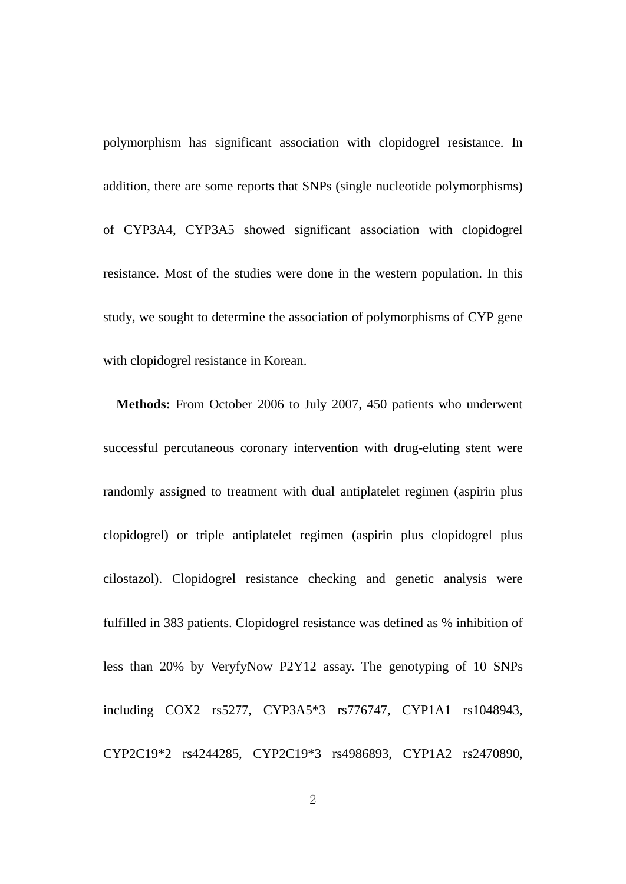polymorphism has significant association with clopidogrel resistance. In addition, there are some reports that SNPs (single nucleotide polymorphisms) of CYP3A4, CYP3A5 showed significant association with clopidogrel resistance. Most of the studies were done in the western population. In this study, we sought to determine the association of polymorphisms of CYP gene with clopidogrel resistance in Korean.

**Methods:** From October 2006 to July 2007, 450 patients who underwent successful percutaneous coronary intervention with drug-eluting stent were randomly assigned to treatment with dual antiplatelet regimen (aspirin plus clopidogrel) or triple antiplatelet regimen (aspirin plus clopidogrel plus cilostazol). Clopidogrel resistance checking and genetic analysis were fulfilled in 383 patients. Clopidogrel resistance was defined as % inhibition of less than 20% by VeryfyNow P2Y12 assay. The genotyping of 10 SNPs including COX2 rs5277, CYP3A5*3 rs776747, CYP1A1 rs1048943, CYP2C19*2 rs4244285, CYP2C19*3 rs4986893, CYP1A2 rs2470890,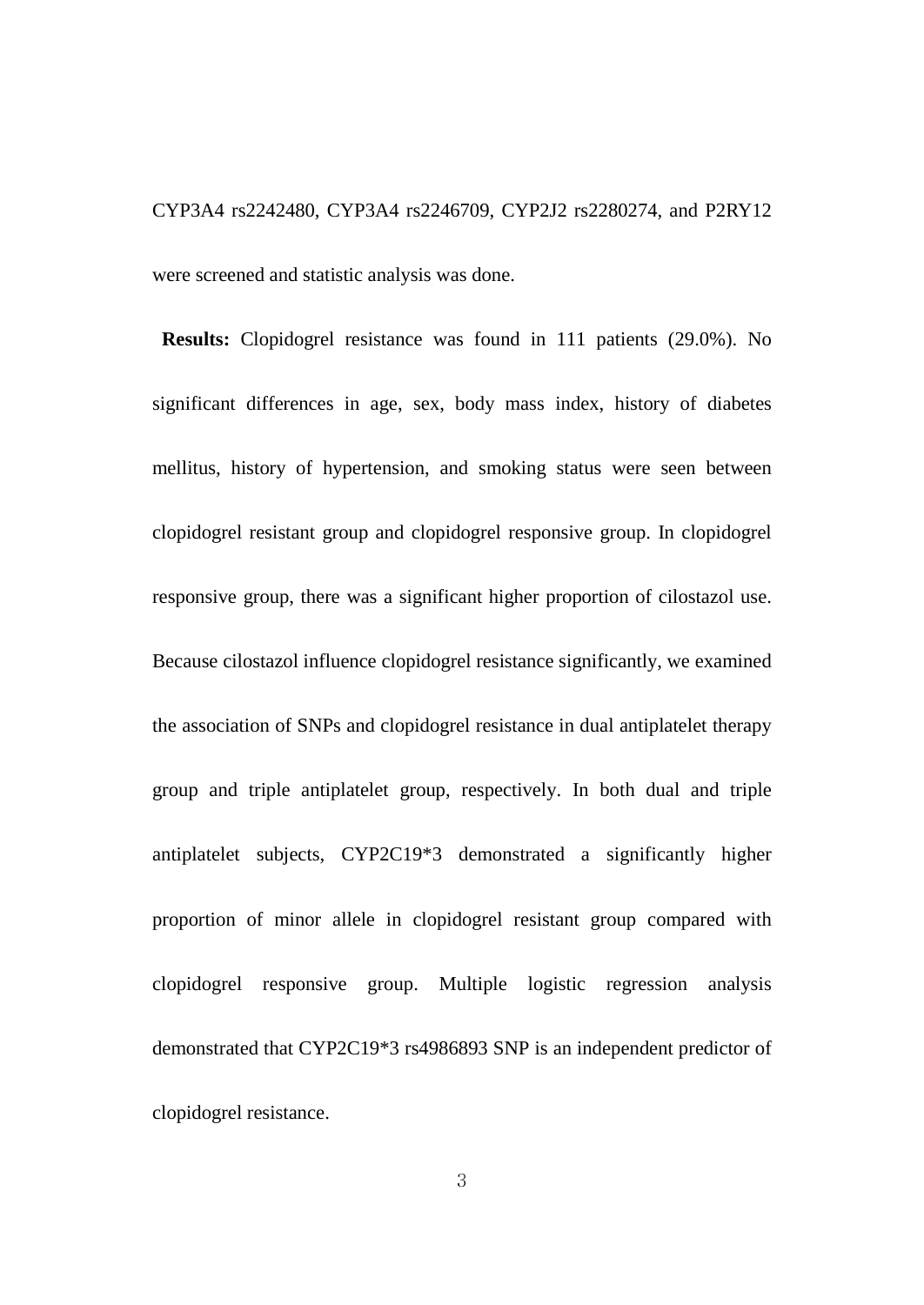CYP3A4 rs2242480, CYP3A4 rs2246709, CYP2J2 rs2280274, and P2RY12 were screened and statistic analysis was done.

**Results:** Clopidogrel resistance was found in 111 patients (29.0%). No significant differences in age, sex, body mass index, history of diabetes mellitus, history of hypertension, and smoking status were seen between clopidogrel resistant group and clopidogrel responsive group. In clopidogrel responsive group, there was a significant higher proportion of cilostazol use. Because cilostazol influence clopidogrel resistance significantly, we examined the association of SNPs and clopidogrel resistance in dual antiplatelet therapy group and triple antiplatelet group, respectively. In both dual and triple antiplatelet subjects, CYP2C19*3 demonstrated a significantly higher proportion of minor allele in clopidogrel resistant group compared with clopidogrel responsive group. Multiple logistic regression analysis demonstrated that CYP2C19*3 rs4986893 SNP is an independent predictor of clopidogrel resistance.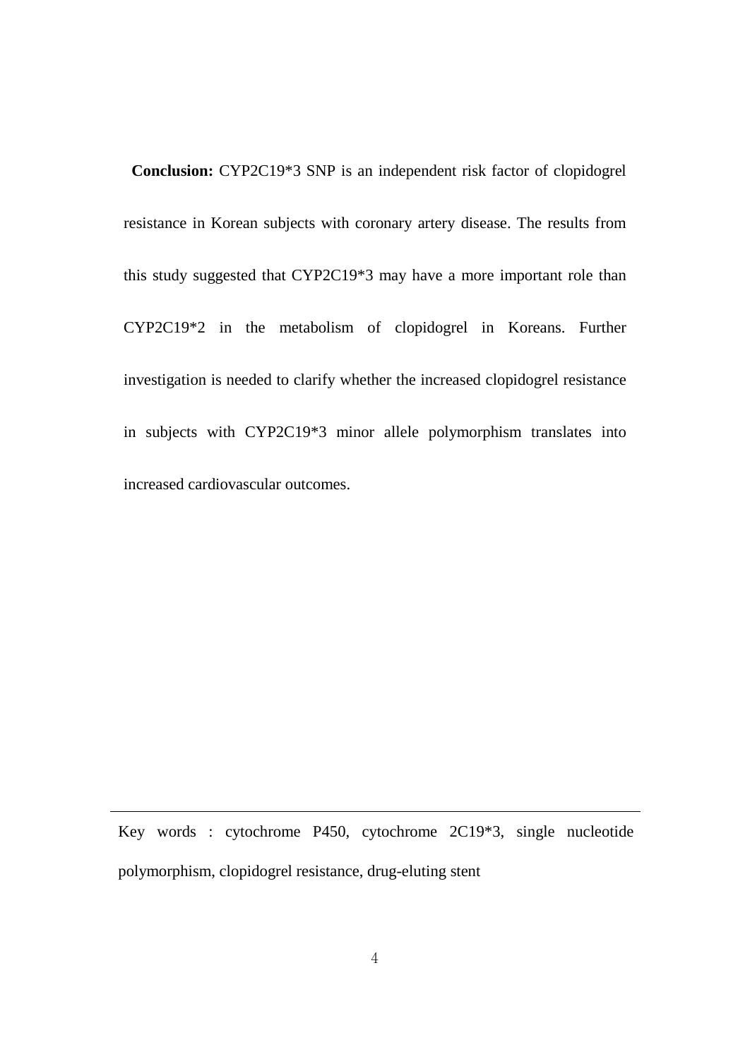**Conclusion:** CYP2C19*3 SNP is an independent risk factor of clopidogrel resistance in Korean subjects with coronary artery disease. The results from this study suggested that CYP2C19*3 may have a more important role than CYP2C19*2 in the metabolism of clopidogrel in Koreans. Further investigation is needed to clarify whether the increased clopidogrel resistance in subjects with CYP2C19*3 minor allele polymorphism translates into increased cardiovascular outcomes.

---

Key words : cytochrome P450, cytochrome 2C19*3, single nucleotide polymorphism, clopidogrel resistance, drug-eluting stent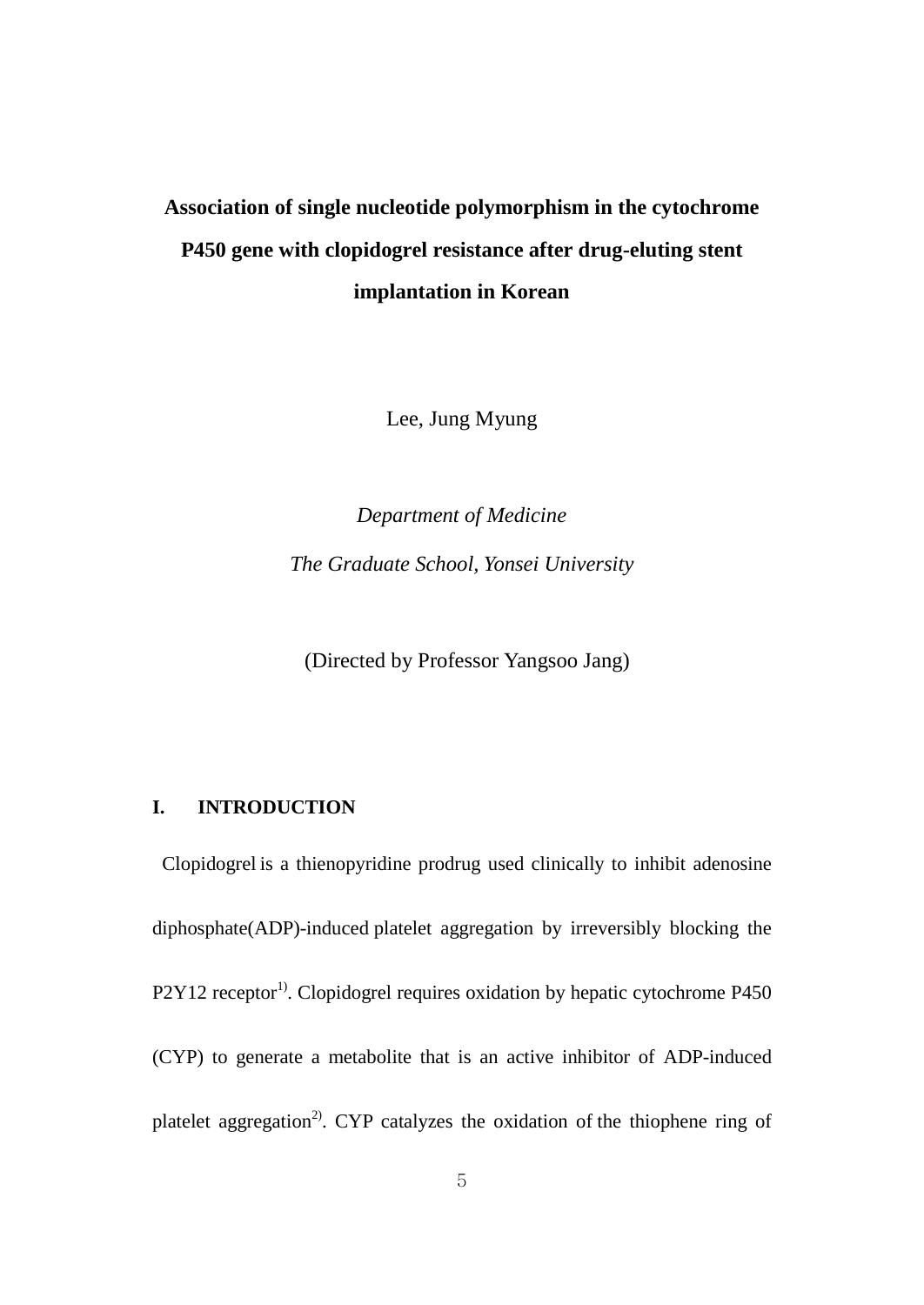# Association of single nucleotide polymorphism in the cytochrome P450 gene with clopidogrel resistance after drug-eluting stent implantation in Korean

Lee, Jung Myung

*Department of Medicine*

*The Graduate School, Yonsei University*

(Directed by Professor Yangsoo Jang)

## I. INTRODUCTION

Clopidogrel is a thienopyridine prodrug used clinically to inhibit adenosine diphosphate(ADP)-induced platelet aggregation by irreversibly blocking the P2Y12 receptor[1]. Clopidogrel requires oxidation by hepatic cytochrome P450 (CYP) to generate a metabolite that is an active inhibitor of ADP-induced platelet aggregation[2]. CYP catalyzes the oxidation of the thiophene ring of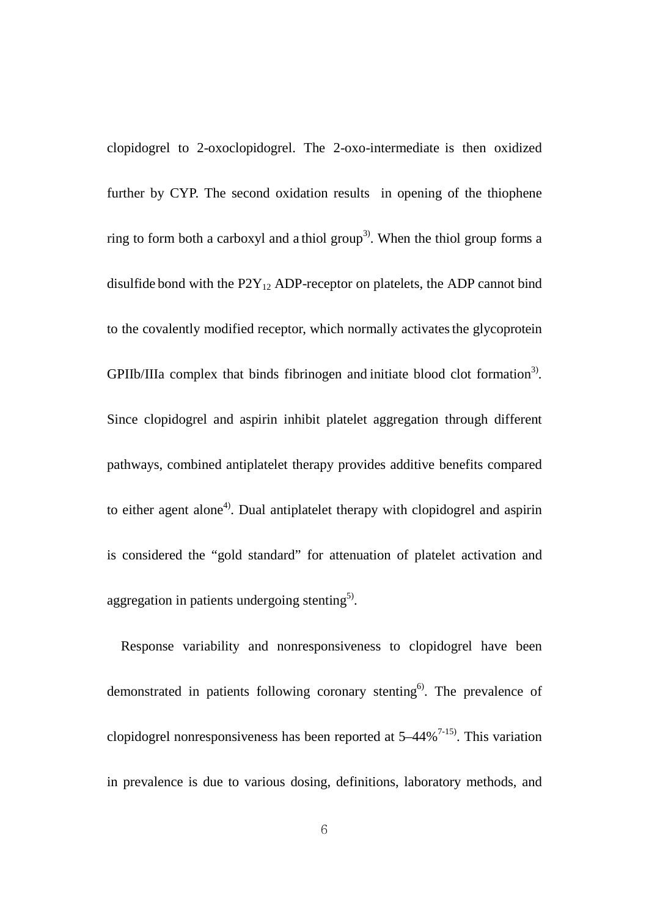clopidogrel to 2-oxoclopidogrel. The 2-oxo-intermediate is then oxidized further by CYP. The second oxidation results in opening of the thiophene ring to form both a carboxyl and a thiol group[3]. When the thiol group forms a disulfide bond with the $P2Y_{12}$ ADP-receptor on platelets, the ADP cannot bind to the covalently modified receptor, which normally activates the glycoprotein GPIIb/IIIa complex that binds fibrinogen and initiate blood clot formation[3]. Since clopidogrel and aspirin inhibit platelet aggregation through different pathways, combined antiplatelet therapy provides additive benefits compared to either agent alone[4]. Dual antiplatelet therapy with clopidogrel and aspirin is considered the "gold standard" for attenuation of platelet activation and aggregation in patients undergoing stenting[5].

Response variability and nonresponsiveness to clopidogrel have been demonstrated in patients following coronary stenting[6]. The prevalence of clopidogrel nonresponsiveness has been reported at 5–44%[7-15]. This variation in prevalence is due to various dosing, definitions, laboratory methods, and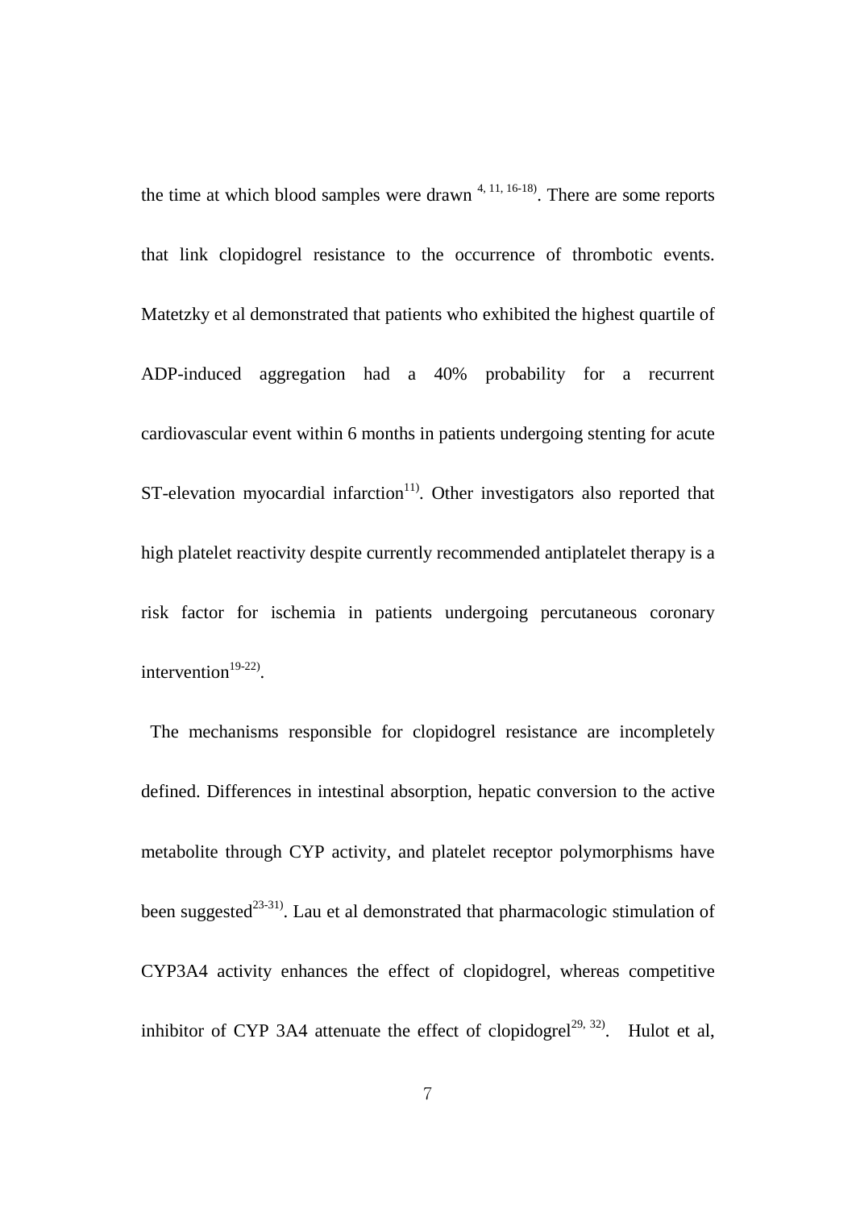the time at which blood samples were drawn [4, 11, 16-18]. There are some reports that link clopidogrel resistance to the occurrence of thrombotic events. Matetzky et al demonstrated that patients who exhibited the highest quartile of ADP-induced aggregation had a 40% probability for a recurrent cardiovascular event within 6 months in patients undergoing stenting for acute ST-elevation myocardial infarction[11]. Other investigators also reported that high platelet reactivity despite currently recommended antiplatelet therapy is a risk factor for ischemia in patients undergoing percutaneous coronary intervention[19-22].

The mechanisms responsible for clopidogrel resistance are incompletely defined. Differences in intestinal absorption, hepatic conversion to the active metabolite through CYP activity, and platelet receptor polymorphisms have been suggested[23-31]. Lau et al demonstrated that pharmacologic stimulation of CYP3A4 activity enhances the effect of clopidogrel, whereas competitive inhibitor of CYP 3A4 attenuate the effect of clopidogrel[29, 32]. Hulot et al,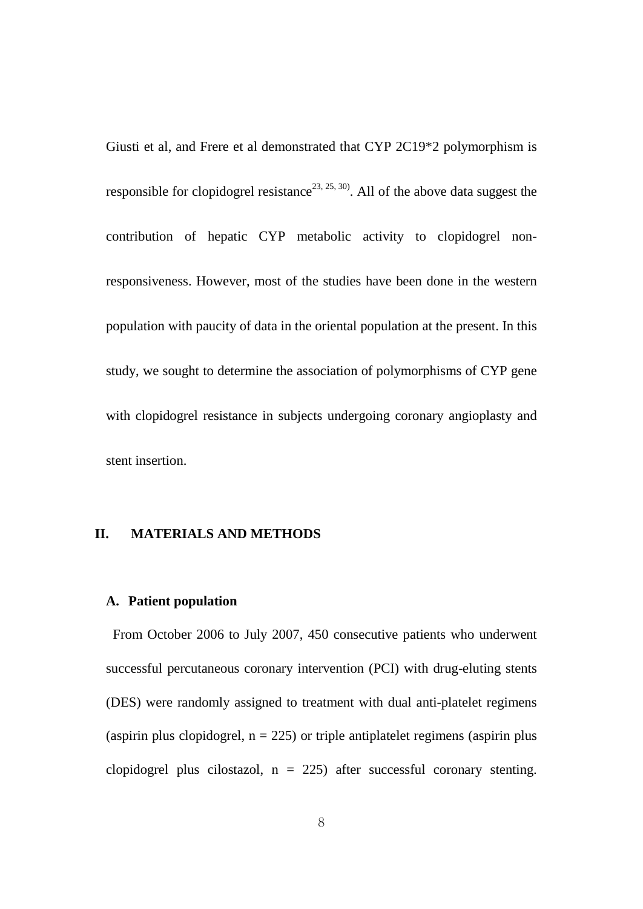Giusti et al, and Frere et al demonstrated that CYP 2C19*2 polymorphism is responsible for clopidogrel resistance[23, 25, 30]. All of the above data suggest the contribution of hepatic CYP metabolic activity to clopidogrel non-responsiveness. However, most of the studies have been done in the western population with paucity of data in the oriental population at the present. In this study, we sought to determine the association of polymorphisms of CYP gene with clopidogrel resistance in subjects undergoing coronary angioplasty and stent insertion.

## II. MATERIALS AND METHODS

### A. Patient population

From October 2006 to July 2007, 450 consecutive patients who underwent successful percutaneous coronary intervention (PCI) with drug-eluting stents (DES) were randomly assigned to treatment with dual anti-platelet regimens (aspirin plus clopidogrel, n = 225) or triple antiplatelet regimens (aspirin plus clopidogrel plus cilostazol, n = 225) after successful coronary stenting.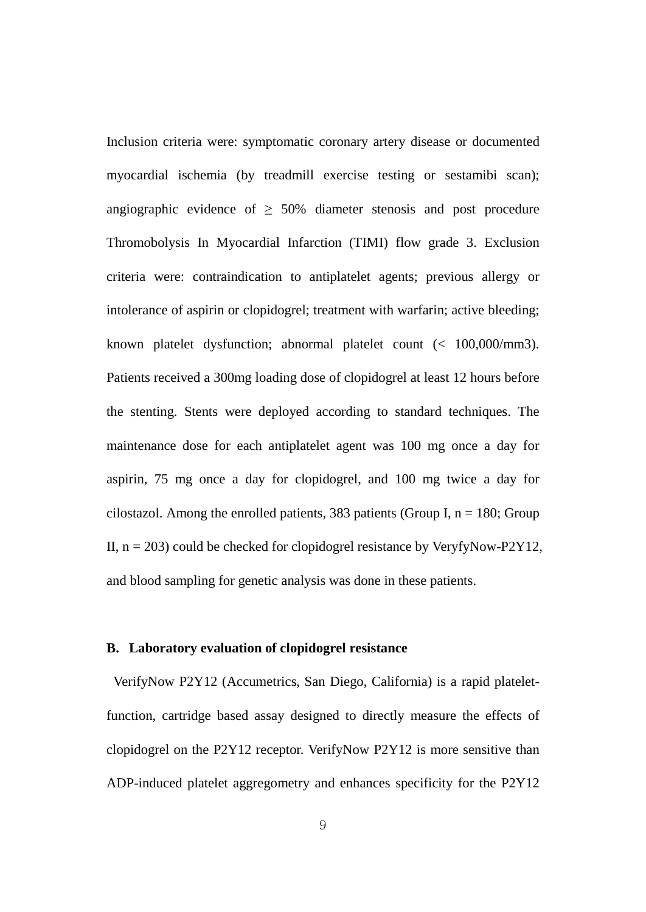Inclusion criteria were: symptomatic coronary artery disease or documented myocardial ischemia (by treadmill exercise testing or sestamibi scan); angiographic evidence of $\geq$ 50% diameter stenosis and post procedure Thromobolysis In Myocardial Infarction (TIMI) flow grade 3. Exclusion criteria were: contraindication to antiplatelet agents; previous allergy or intolerance of aspirin or clopidogrel; treatment with warfarin; active bleeding; known platelet dysfunction; abnormal platelet count (< 100,000/mm3). Patients received a 300mg loading dose of clopidogrel at least 12 hours before the stenting. Stents were deployed according to standard techniques. The maintenance dose for each antiplatelet agent was 100 mg once a day for aspirin, 75 mg once a day for clopidogrel, and 100 mg twice a day for cilostazol. Among the enrolled patients, 383 patients (Group I, n = 180; Group II, n = 203) could be checked for clopidogrel resistance by VeryfyNow-P2Y12, and blood sampling for genetic analysis was done in these patients.

### B. Laboratory evaluation of clopidogrel resistance

VerifyNow P2Y12 (Accumetrics, San Diego, California) is a rapid platelet-function, cartridge based assay designed to directly measure the effects of clopidogrel on the P2Y12 receptor. VerifyNow P2Y12 is more sensitive than ADP-induced platelet aggregometry and enhances specificity for the P2Y12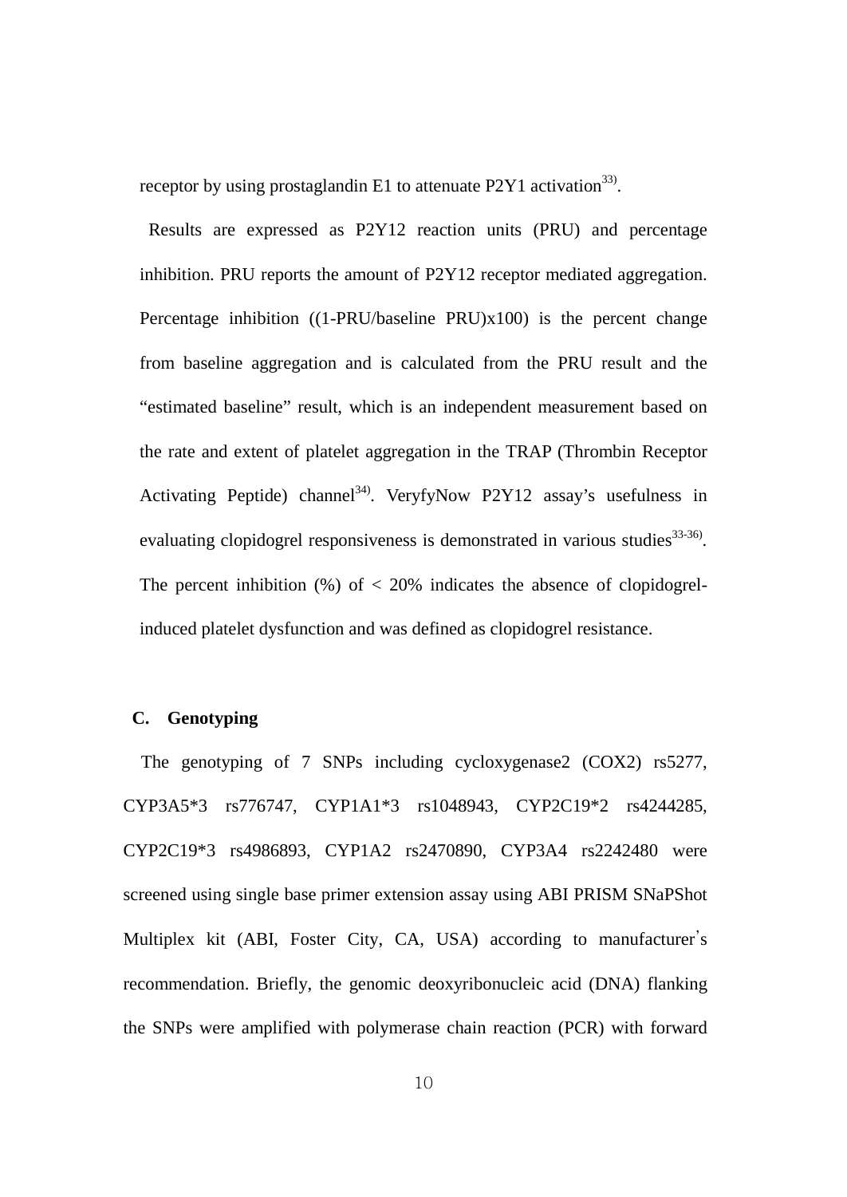receptor by using prostaglandin E1 to attenuate P2Y1 activation[33].

Results are expressed as P2Y12 reaction units (PRU) and percentage inhibition. PRU reports the amount of P2Y12 receptor mediated aggregation. Percentage inhibition ((1-PRU/baseline PRU)x100) is the percent change from baseline aggregation and is calculated from the PRU result and the "estimated baseline" result, which is an independent measurement based on the rate and extent of platelet aggregation in the TRAP (Thrombin Receptor Activating Peptide) channel[34]. VeryfyNow P2Y12 assay's usefulness in evaluating clopidogrel responsiveness is demonstrated in various studies[33-36]. The percent inhibition (%) of $< 20\%$ indicates the absence of clopidogrel-induced platelet dysfunction and was defined as clopidogrel resistance.

### C. Genotyping

The genotyping of 7 SNPs including cycloxygenase2 (COX2) rs5277, CYP3A5*3 rs776747, CYP1A1*3 rs1048943, CYP2C19*2 rs4244285, CYP2C19*3 rs4986893, CYP1A2 rs2470890, CYP3A4 rs2242480 were screened using single base primer extension assay using ABI PRISM SNaPShot Multiplex kit (ABI, Foster City, CA, USA) according to manufacturer's recommendation. Briefly, the genomic deoxyribonucleic acid (DNA) flanking the SNPs were amplified with polymerase chain reaction (PCR) with forward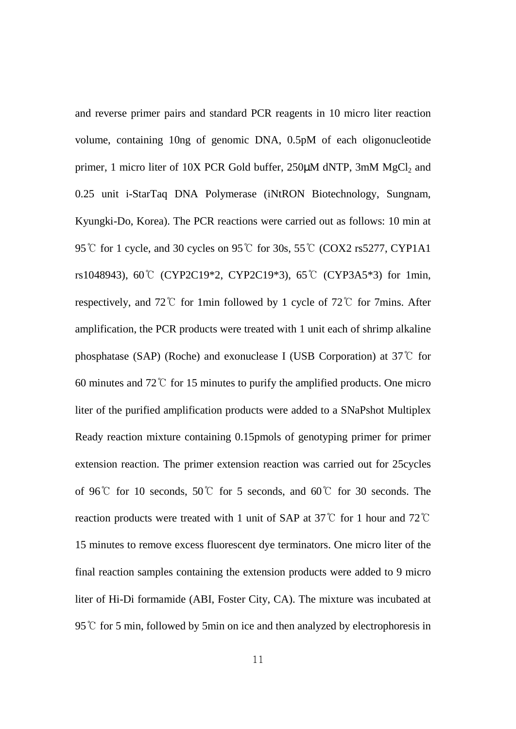and reverse primer pairs and standard PCR reagents in 10 micro liter reaction volume, containing 10ng of genomic DNA, 0.5pM of each oligonucleotide primer, 1 micro liter of 10X PCR Gold buffer, 250μM dNTP, 3mM $MgCl_2$ and 0.25 unit i-StarTaq DNA Polymerase (iNtRON Biotechnology, Sungnam, Kyungki-Do, Korea). The PCR reactions were carried out as follows: 10 min at 95℃ for 1 cycle, and 30 cycles on 95℃ for 30s, 55℃ (COX2 rs5277, CYP1A1 rs1048943), 60℃ (CYP2C19*2, CYP2C19*3), 65℃ (CYP3A5*3) for 1min, respectively, and 72℃ for 1min followed by 1 cycle of 72℃ for 7mins. After amplification, the PCR products were treated with 1 unit each of shrimp alkaline phosphatase (SAP) (Roche) and exonuclease I (USB Corporation) at 37℃ for 60 minutes and 72℃ for 15 minutes to purify the amplified products. One micro liter of the purified amplification products were added to a SNaPshot Multiplex Ready reaction mixture containing 0.15pmols of genotyping primer for primer extension reaction. The primer extension reaction was carried out for 25cycles of 96℃ for 10 seconds, 50℃ for 5 seconds, and 60℃ for 30 seconds. The reaction products were treated with 1 unit of SAP at 37℃ for 1 hour and 72℃ 15 minutes to remove excess fluorescent dye terminators. One micro liter of the final reaction samples containing the extension products were added to 9 micro liter of Hi-Di formamide (ABI, Foster City, CA). The mixture was incubated at 95℃ for 5 min, followed by 5min on ice and then analyzed by electrophoresis in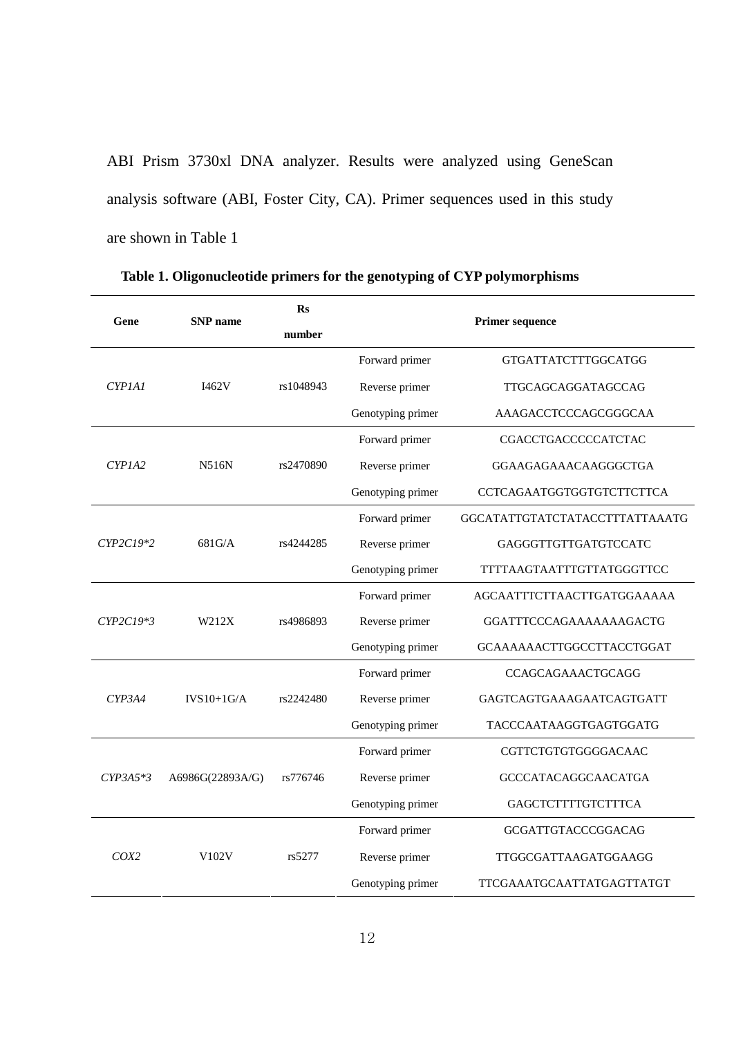ABI Prism 3730xl DNA analyzer. Results were analyzed using GeneScan analysis software (ABI, Foster City, CA). Primer sequences used in this study are shown in Table 1

**Table 1. Oligonucleotide primers for the genotyping of CYP polymorphisms**

| Gene | SNP name | Rs number | Primer sequence | |
|---|---|---|---|---|
| *CYP1A1* | I462V | rs1048943 | Forward primer | GTGATTATCTTTGGCATGG |
| | | | Reverse primer | TTGCAGCAGGATAGCCAG |
| | | | Genotyping primer | AAAGACCTCCCAGCGGGCAA |
| *CYP1A2* | N516N | rs2470890 | Forward primer | CGACCTGACCCCCATCTAC |
| | | | Reverse primer | GGAAGAGAAACAAGGGCTGA |
| | | | Genotyping primer | CCTCAGAATGGTGGTGTCTTCTTCA |
| *CYP2C19*2* | 681G/A | rs4244285 | Forward primer | GGCATATTGTATCTATACCTTTATTAAATG |
| | | | Reverse primer | GAGGGTTGTTGATGTCCATC |
| | | | Genotyping primer | TTTTAAGTAATTTGTTATGGGTTCC |
| *CYP2C19*3* | W212X | rs4986893 | Forward primer | AGCAATTTCTTAACTTGATGGAAAAA |
| | | | Reverse primer | GGATTTCCCAGAAAAAAAGACTG |
| | | | Genotyping primer | GCAAAAAACTTGGCCTTACCTGGAT |
| *CYP3A4* | IVS10+1G/A | rs2242480 | Forward primer | CCAGCAGAAACTGCAGG |
| | | | Reverse primer | GAGTCAGTGAAAGAATCAGTGATT |
| | | | Genotyping primer | TACCCAATAAGGTGAGTGGATG |
| *CYP3A5*3* | A6986G(22893A/G) | rs776746 | Forward primer | CGTTCTGTGTGGGGACAAC |
| | | | Reverse primer | GCCCATACAGGCAACATGA |
| | | | Genotyping primer | GAGCTCTTTTGTCTTTCA |
| *COX2* | V102V | rs5277 | Forward primer | GCGATTGTACCCGGACAG |
| | | | Reverse primer | TTGGCGATTAAGATGGAAGG |
| | | | Genotyping primer | TTCGAAATGCAATTATGAGTTATGT |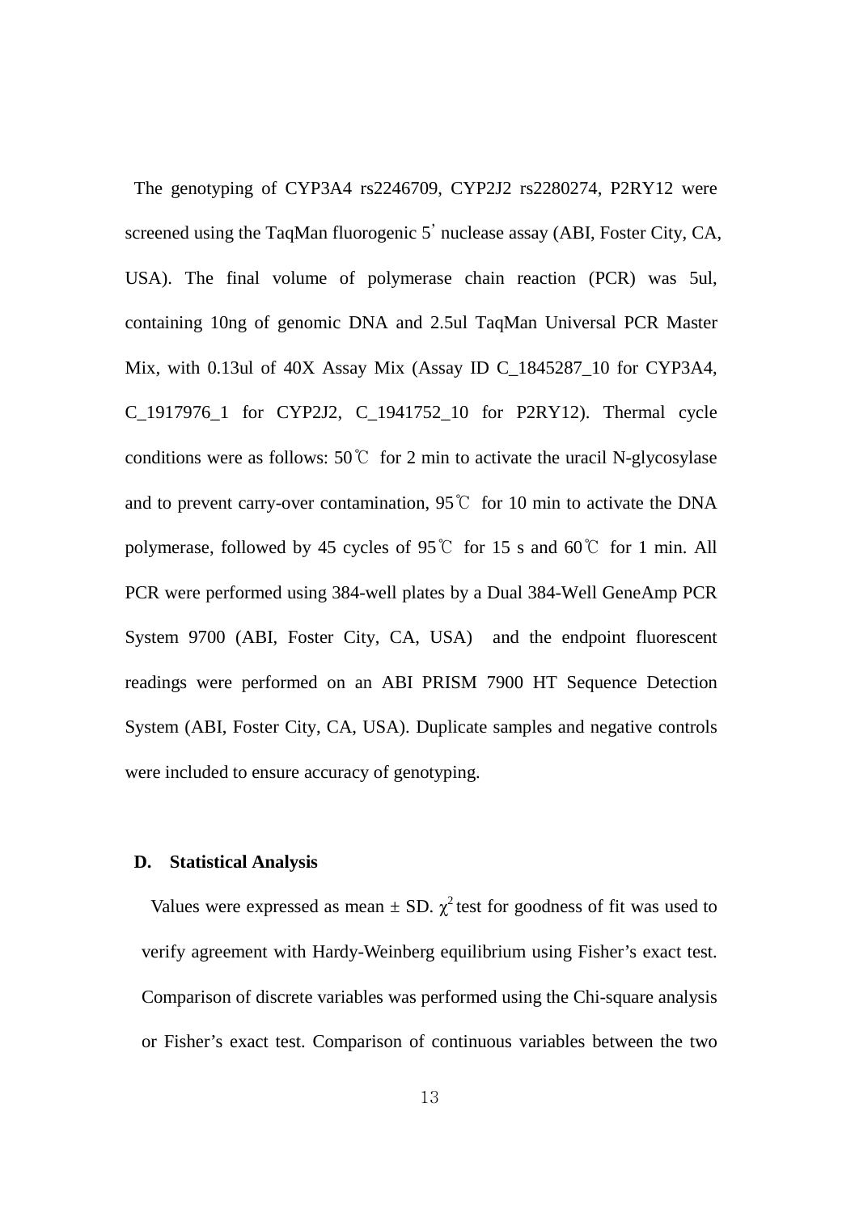The genotyping of CYP3A4 rs2246709, CYP2J2 rs2280274, P2RY12 were screened using the TaqMan fluorogenic 5' nuclease assay (ABI, Foster City, CA, USA). The final volume of polymerase chain reaction (PCR) was 5ul, containing 10ng of genomic DNA and 2.5ul TaqMan Universal PCR Master Mix, with 0.13ul of 40X Assay Mix (Assay ID C_1845287_10 for CYP3A4, C_1917976_1 for CYP2J2, C_1941752_10 for P2RY12). Thermal cycle conditions were as follows: 50℃ for 2 min to activate the uracil N-glycosylase and to prevent carry-over contamination, 95℃ for 10 min to activate the DNA polymerase, followed by 45 cycles of 95℃ for 15 s and 60℃ for 1 min. All PCR were performed using 384-well plates by a Dual 384-Well GeneAmp PCR System 9700 (ABI, Foster City, CA, USA) and the endpoint fluorescent readings were performed on an ABI PRISM 7900 HT Sequence Detection System (ABI, Foster City, CA, USA). Duplicate samples and negative controls were included to ensure accuracy of genotyping.

### D. Statistical Analysis

Values were expressed as mean ± SD. $\chi^2$ test for goodness of fit was used to verify agreement with Hardy-Weinberg equilibrium using Fisher's exact test. Comparison of discrete variables was performed using the Chi-square analysis or Fisher's exact test. Comparison of continuous variables between the two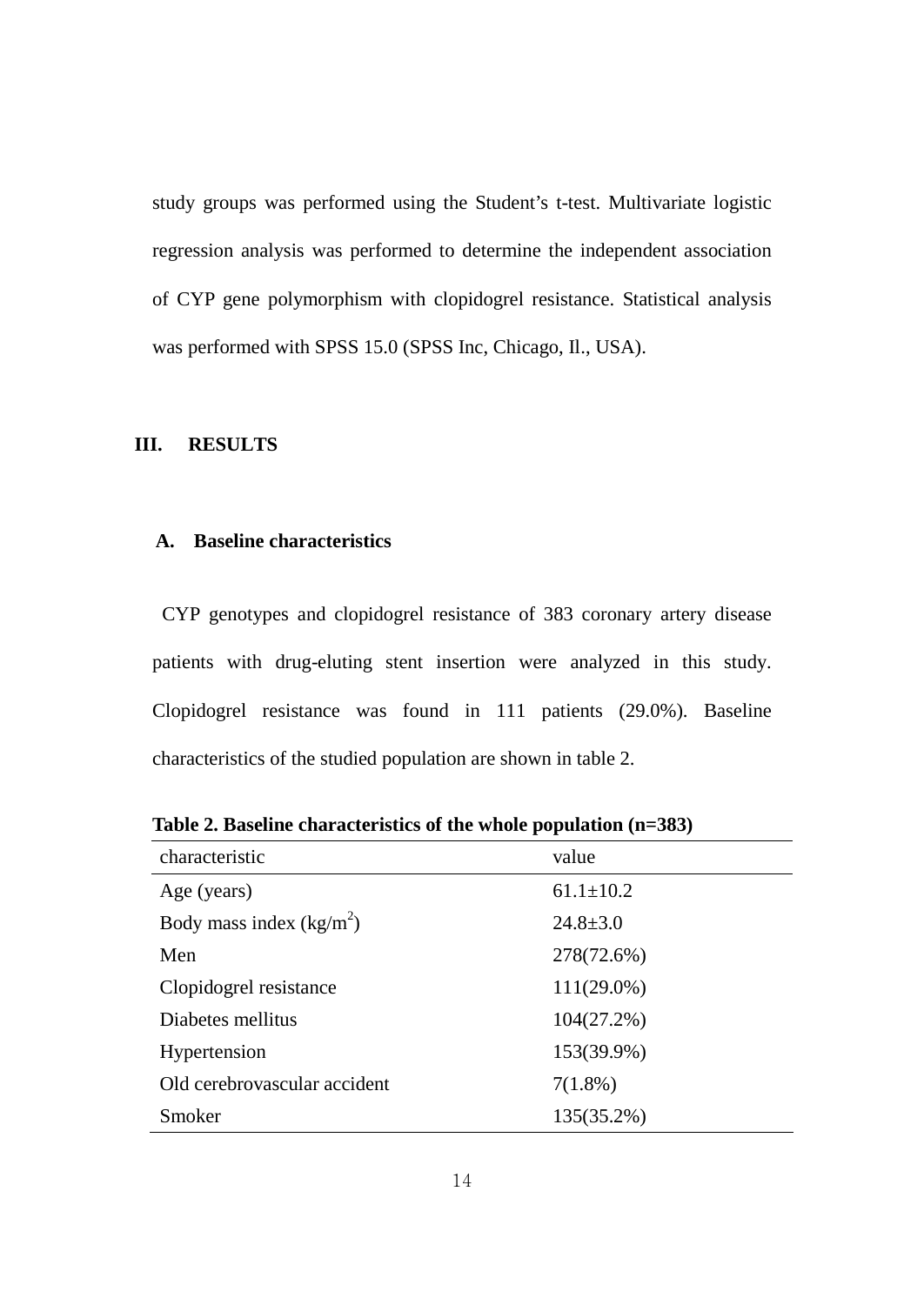study groups was performed using the Student's t-test. Multivariate logistic regression analysis was performed to determine the independent association of CYP gene polymorphism with clopidogrel resistance. Statistical analysis was performed with SPSS 15.0 (SPSS Inc, Chicago, Il., USA).

## III. RESULTS

### A. Baseline characteristics

CYP genotypes and clopidogrel resistance of 383 coronary artery disease patients with drug-eluting stent insertion were analyzed in this study. Clopidogrel resistance was found in 111 patients (29.0%). Baseline characteristics of the studied population are shown in table 2.

**Table 2. Baseline characteristics of the whole population (n=383)**

| characteristic | value |
|---|---|
| Age (years) | 61.1±10.2 |
| Body mass index ($kg/m^2$) | 24.8±3.0 |
| Men | 278(72.6%) |
| Clopidogrel resistance | 111(29.0%) |
| Diabetes mellitus | 104(27.2%) |
| Hypertension | 153(39.9%) |
| Old cerebrovascular accident | 7(1.8%) |
| Smoker | 135(35.2%) |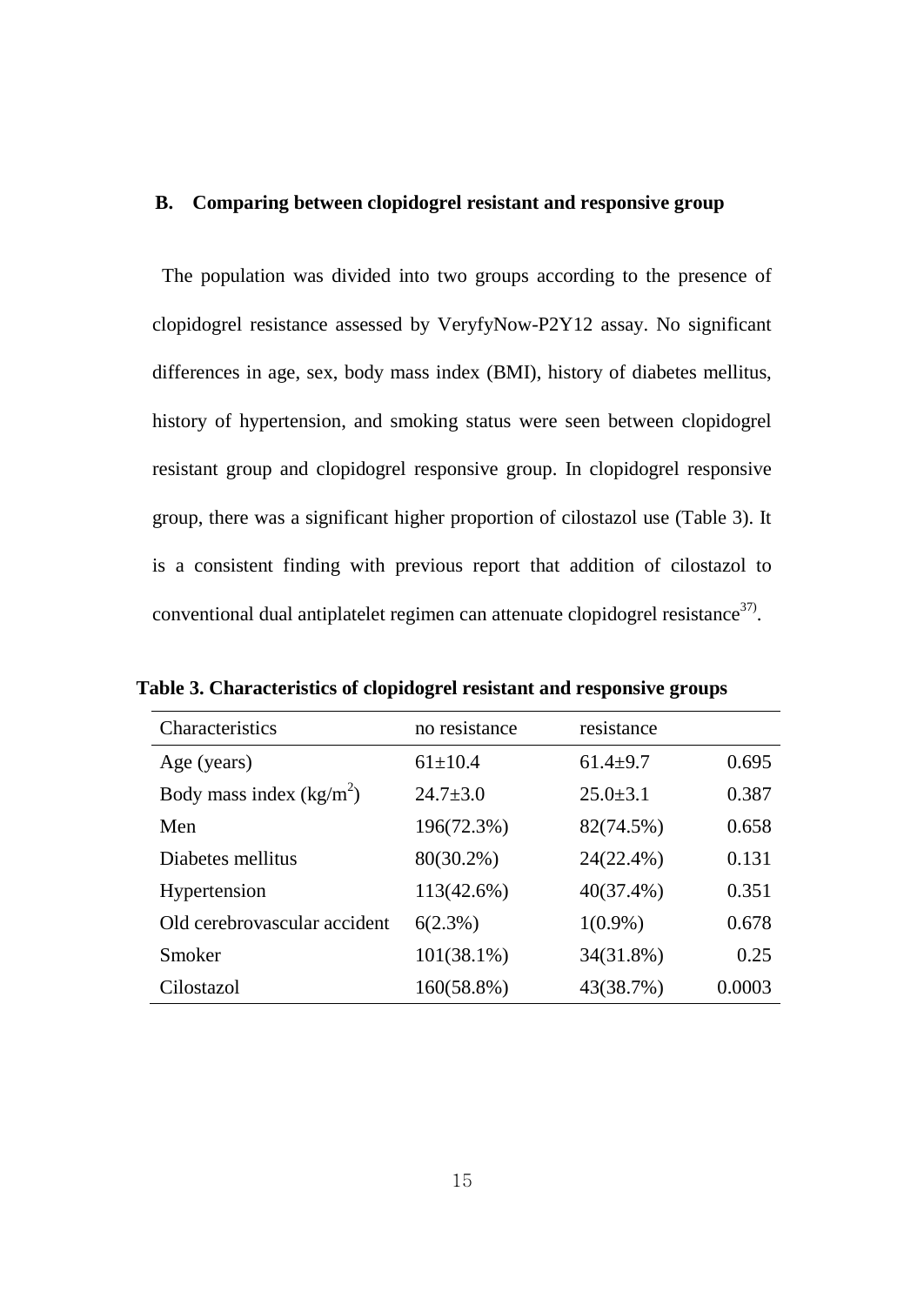### B. Comparing between clopidogrel resistant and responsive group

The population was divided into two groups according to the presence of clopidogrel resistance assessed by VeryfyNow-P2Y12 assay. No significant differences in age, sex, body mass index (BMI), history of diabetes mellitus, history of hypertension, and smoking status were seen between clopidogrel resistant group and clopidogrel responsive group. In clopidogrel responsive group, there was a significant higher proportion of cilostazol use (Table 3). It is a consistent finding with previous report that addition of cilostazol to conventional dual antiplatelet regimen can attenuate clopidogrel resistance[37].

**Table 3. Characteristics of clopidogrel resistant and responsive groups**

| Characteristics | no resistance | resistance | |
|---|---|---|---|
| Age (years) | 61±10.4 | 61.4±9.7 | 0.695 |
| Body mass index ($kg/m^2$) | 24.7±3.0 | 25.0±3.1 | 0.387 |
| Men | 196(72.3%) | 82(74.5%) | 0.658 |
| Diabetes mellitus | 80(30.2%) | 24(22.4%) | 0.131 |
| Hypertension | 113(42.6%) | 40(37.4%) | 0.351 |
| Old cerebrovascular accident | 6(2.3%) | 1(0.9%) | 0.678 |
| Smoker | 101(38.1%) | 34(31.8%) | 0.25 |
| Cilostazol | 160(58.8%) | 43(38.7%) | 0.0003 |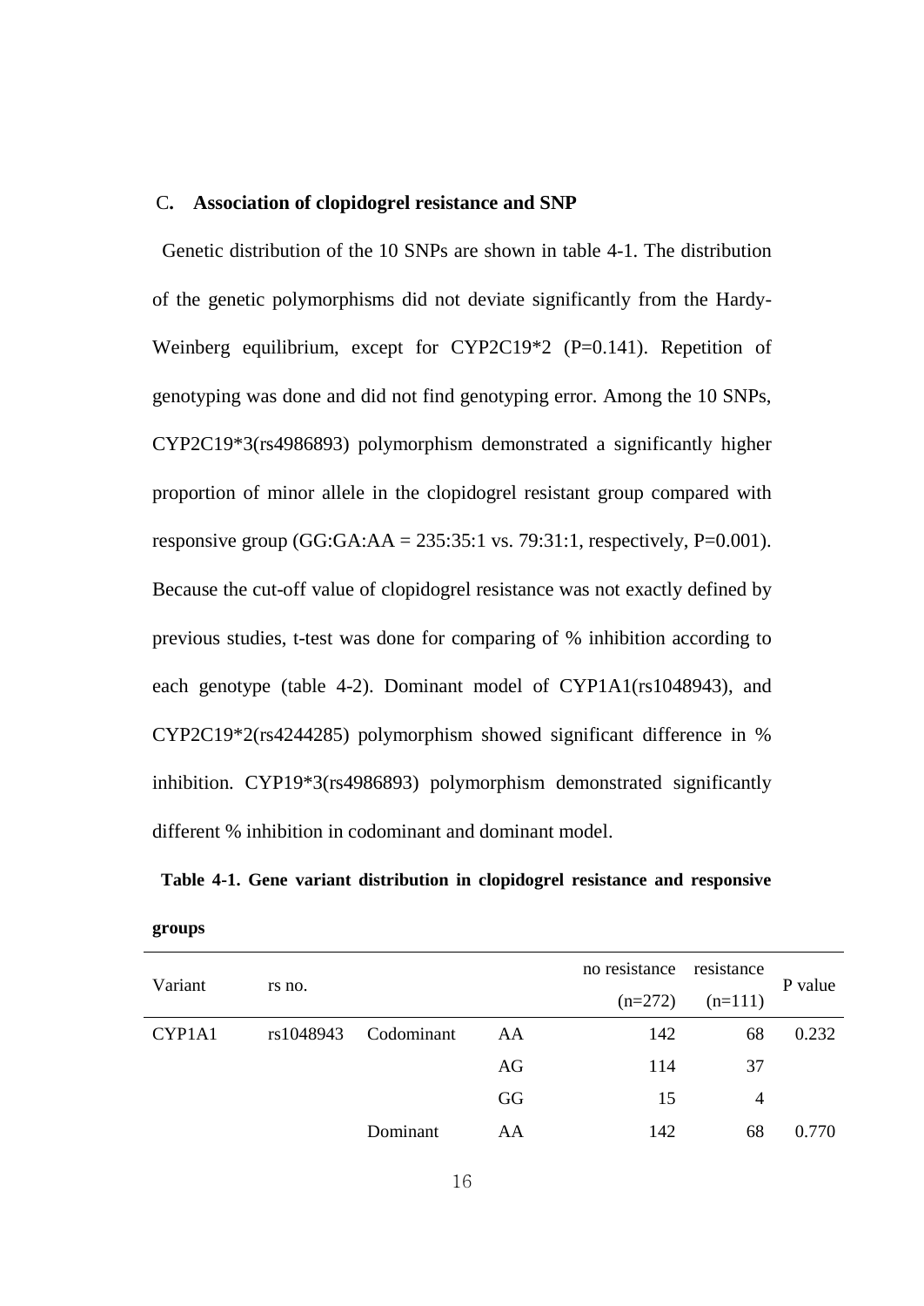### C. Association of clopidogrel resistance and SNP

Genetic distribution of the 10 SNPs are shown in table 4-1. The distribution of the genetic polymorphisms did not deviate significantly from the Hardy-Weinberg equilibrium, except for CYP2C19*2 (P=0.141). Repetition of genotyping was done and did not find genotyping error. Among the 10 SNPs, CYP2C19*3(rs4986893) polymorphism demonstrated a significantly higher proportion of minor allele in the clopidogrel resistant group compared with responsive group (GG:GA:AA = 235:35:1 vs. 79:31:1, respectively, P=0.001). Because the cut-off value of clopidogrel resistance was not exactly defined by previous studies, t-test was done for comparing of % inhibition according to each genotype (table 4-2). Dominant model of CYP1A1(rs1048943), and CYP2C19*2(rs4244285) polymorphism showed significant difference in % inhibition. CYP19*3(rs4986893) polymorphism demonstrated significantly different % inhibition in codominant and dominant model.

**Table 4-1. Gene variant distribution in clopidogrel resistance and responsive groups**

| Variant | rs no. | | | no resistance (n=272) | resistance (n=111) | P value |
|---|---|---|---|---|---|---|
| CYP1A1 | rs1048943 | Codominant | AA | 142 | 68 | 0.232 |
| | | | AG | 114 | 37 | |
| | | | GG | 15 | 4 | |
| | | Dominant | AA | 142 | 68 | 0.770 |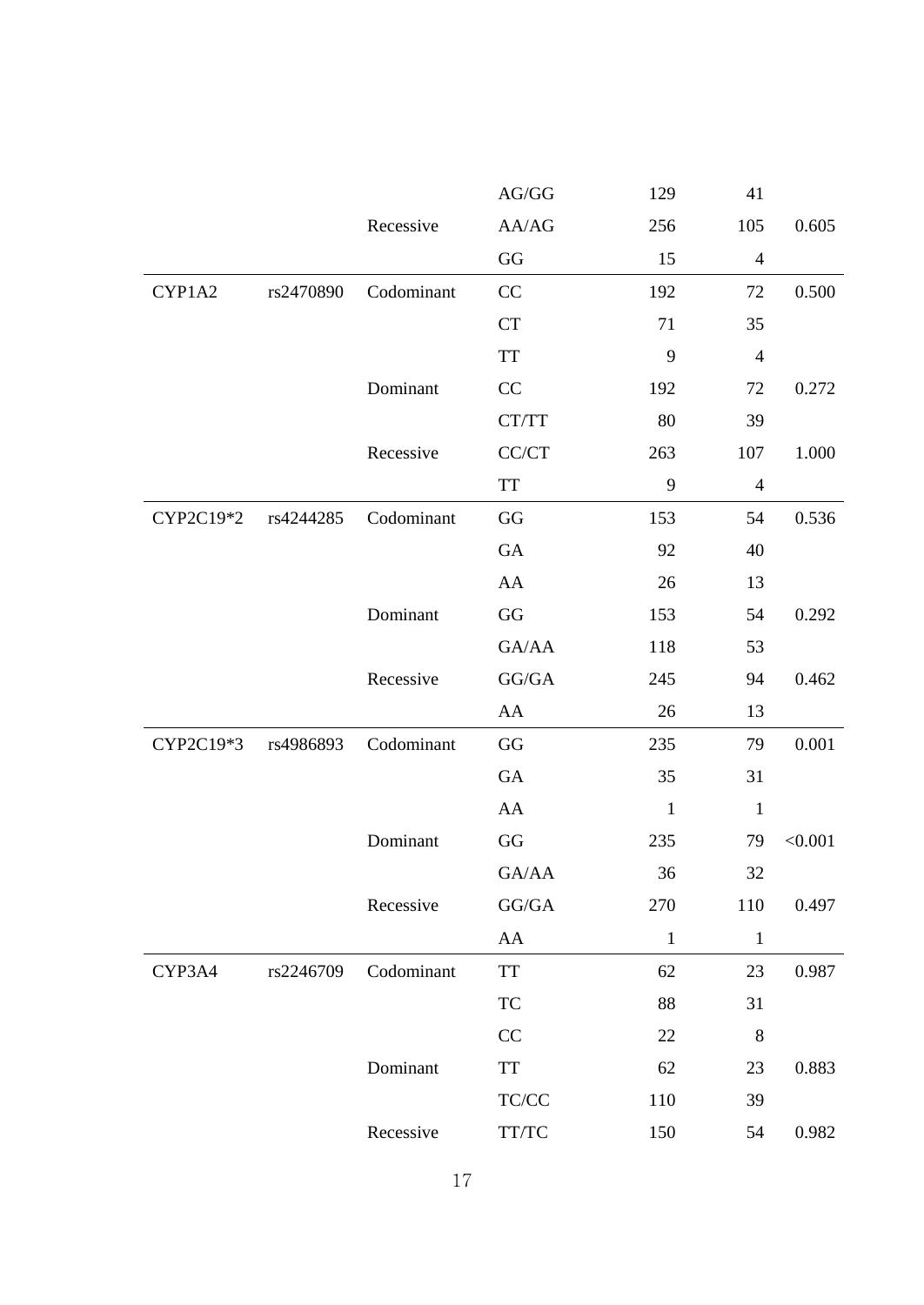| | | | AG/GG | 129 | 41 | |
|---|---|---|---|---|---|---|
| | | Recessive | AA/AG | 256 | 105 | 0.605 |
| | | | GG | 15 | 4 | |
| CYP1A2 | rs2470890 | Codominant | CC | 192 | 72 | 0.500 |
| | | | CT | 71 | 35 | |
| | | | TT | 9 | 4 | |
| | | Dominant | CC | 192 | 72 | 0.272 |
| | | | CT/TT | 80 | 39 | |
| | | Recessive | CC/CT | 263 | 107 | 1.000 |
| | | | TT | 9 | 4 | |
| CYP2C19*2 | rs4244285 | Codominant | GG | 153 | 54 | 0.536 |
| | | | GA | 92 | 40 | |
| | | | AA | 26 | 13 | |
| | | Dominant | GG | 153 | 54 | 0.292 |
| | | | GA/AA | 118 | 53 | |
| | | Recessive | GG/GA | 245 | 94 | 0.462 |
| | | | AA | 26 | 13 | |
| CYP2C19*3 | rs4986893 | Codominant | GG | 235 | 79 | 0.001 |
| | | | GA | 35 | 31 | |
| | | | AA | 1 | 1 | |
| | | Dominant | GG | 235 | 79 | <0.001 |
| | | | GA/AA | 36 | 32 | |
| | | Recessive | GG/GA | 270 | 110 | 0.497 |
| | | | AA | 1 | 1 | |
| CYP3A4 | rs2246709 | Codominant | TT | 62 | 23 | 0.987 |
| | | | TC | 88 | 31 | |
| | | | CC | 22 | 8 | |
| | | Dominant | TT | 62 | 23 | 0.883 |
| | | | TC/CC | 110 | 39 | |
| | | Recessive | TT/TC | 150 | 54 | 0.982 |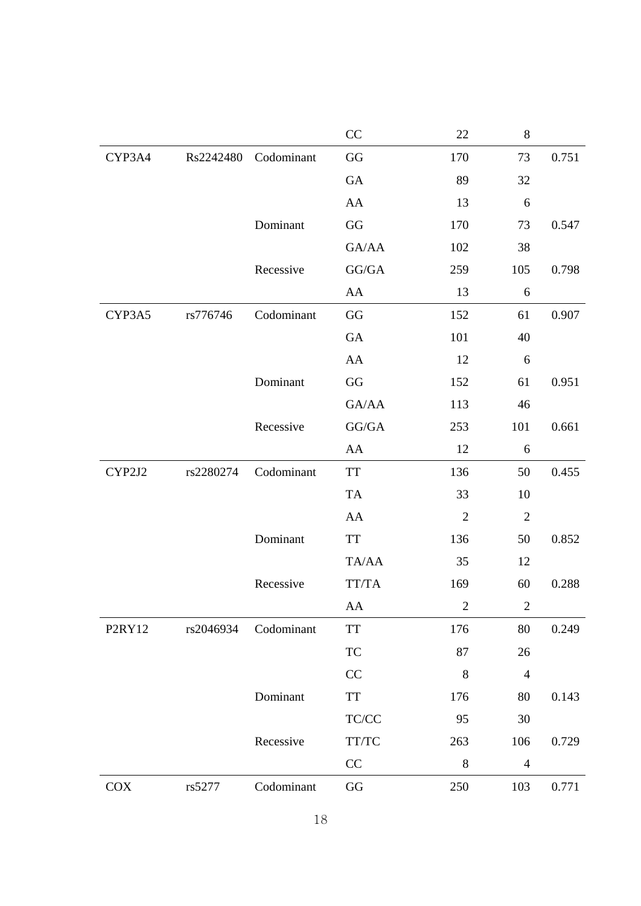| | | | | | | |
|---|---|---|---|---|---|---|
| | | | CC | 22 | 8 | |
| CYP3A4 | Rs2242480 | Codominant | GG | 170 | 73 | 0.751 |
| | | | GA | 89 | 32 | |
| | | | AA | 13 | 6 | |
| | | Dominant | GG | 170 | 73 | 0.547 |
| | | | GA/AA | 102 | 38 | |
| | | Recessive | GG/GA | 259 | 105 | 0.798 |
| | | | AA | 13 | 6 | |
| CYP3A5 | rs776746 | Codominant | GG | 152 | 61 | 0.907 |
| | | | GA | 101 | 40 | |
| | | | AA | 12 | 6 | |
| | | Dominant | GG | 152 | 61 | 0.951 |
| | | | GA/AA | 113 | 46 | |
| | | Recessive | GG/GA | 253 | 101 | 0.661 |
| | | | AA | 12 | 6 | |
| CYP2J2 | rs2280274 | Codominant | TT | 136 | 50 | 0.455 |
| | | | TA | 33 | 10 | |
| | | | AA | 2 | 2 | |
| | | Dominant | TT | 136 | 50 | 0.852 |
| | | | TA/AA | 35 | 12 | |
| | | Recessive | TT/TA | 169 | 60 | 0.288 |
| | | | AA | 2 | 2 | |
| P2RY12 | rs2046934 | Codominant | TT | 176 | 80 | 0.249 |
| | | | TC | 87 | 26 | |
| | | | CC | 8 | 4 | |
| | | Dominant | TT | 176 | 80 | 0.143 |
| | | | TC/CC | 95 | 30 | |
| | | Recessive | TT/TC | 263 | 106 | 0.729 |
| | | | CC | 8 | 4 | |
| COX | rs5277 | Codominant | GG | 250 | 103 | 0.771 |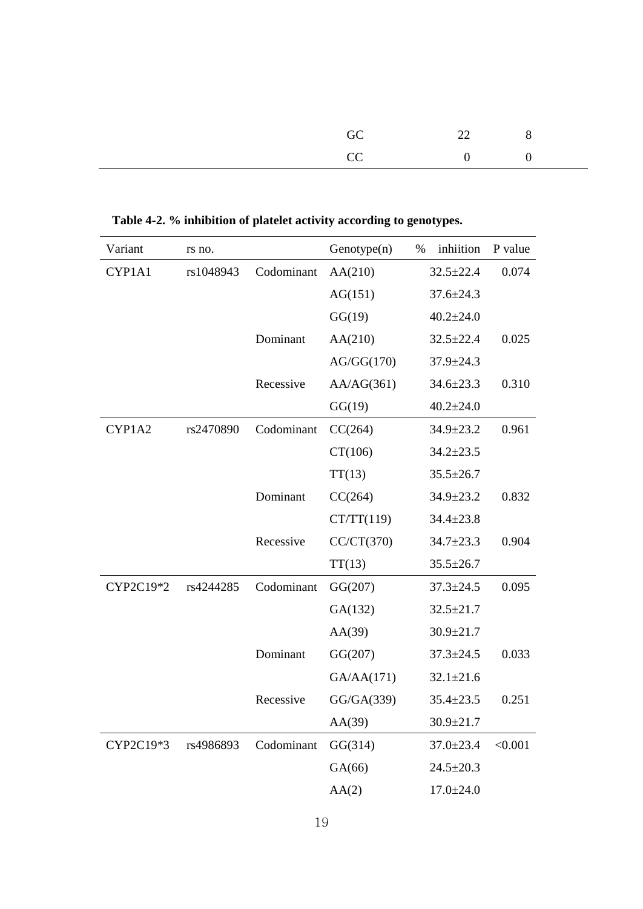| | | |
|---|---|---|
| GC | 22 | 8 |
| CC | 0 | 0 |

**Table 4-2. % inhibition of platelet activity according to genotypes.**

| Variant | rs no. | | Genotype(n) | % inhiition | P value |
|---|---|---|---|---|---|
| CYP1A1 | rs1048943 | Codominant | AA(210) | 32.5±22.4 | 0.074 |
| | | | AG(151) | 37.6±24.3 | |
| | | | GG(19) | 40.2±24.0 | |
| | | Dominant | AA(210) | 32.5±22.4 | 0.025 |
| | | | AG/GG(170) | 37.9±24.3 | |
| | | Recessive | AA/AG(361) | 34.6±23.3 | 0.310 |
| | | | GG(19) | 40.2±24.0 | |
| CYP1A2 | rs2470890 | Codominant | CC(264) | 34.9±23.2 | 0.961 |
| | | | CT(106) | 34.2±23.5 | |
| | | | TT(13) | 35.5±26.7 | |
| | | Dominant | CC(264) | 34.9±23.2 | 0.832 |
| | | | CT/TT(119) | 34.4±23.8 | |
| | | Recessive | CC/CT(370) | 34.7±23.3 | 0.904 |
| | | | TT(13) | 35.5±26.7 | |
| CYP2C19*2 | rs4244285 | Codominant | GG(207) | 37.3±24.5 | 0.095 |
| | | | GA(132) | 32.5±21.7 | |
| | | | AA(39) | 30.9±21.7 | |
| | | Dominant | GG(207) | 37.3±24.5 | 0.033 |
| | | | GA/AA(171) | 32.1±21.6 | |
| | | Recessive | GG/GA(339) | 35.4±23.5 | 0.251 |
| | | | AA(39) | 30.9±21.7 | |
| CYP2C19*3 | rs4986893 | Codominant | GG(314) | 37.0±23.4 | <0.001 |
| | | | GA(66) | 24.5±20.3 | |
| | | | AA(2) | 17.0±24.0 | |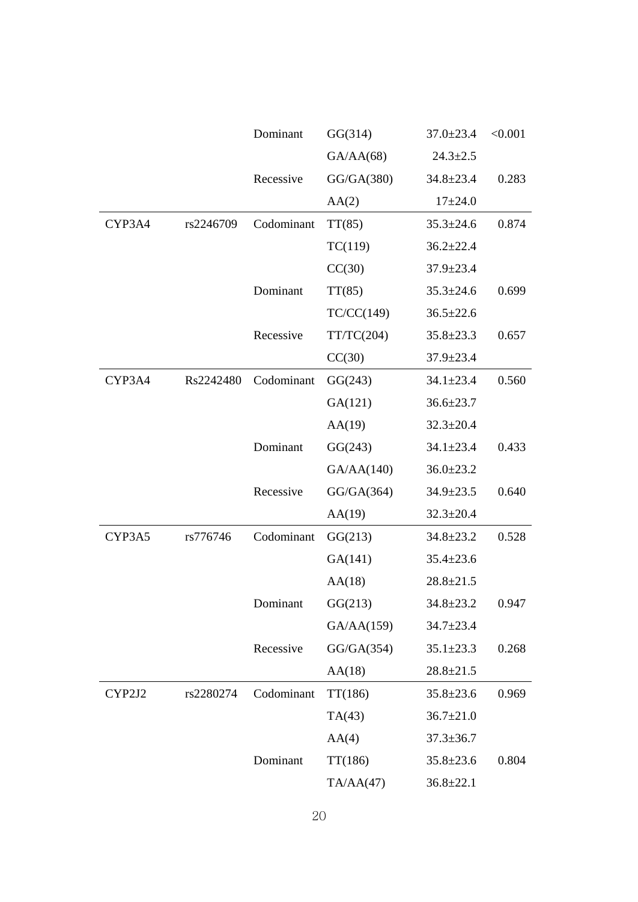| | | | | | |
|---|---|---|---|---|---|
| | | Dominant | GG(314) | 37.0±23.4 | <0.001 |
| | | | GA/AA(68) | 24.3±2.5 | |
| | | Recessive | GG/GA(380) | 34.8±23.4 | 0.283 |
| | | | AA(2) | 17±24.0 | |
| CYP3A4 | rs2246709 | Codominant | TT(85) | 35.3±24.6 | 0.874 |
| | | | TC(119) | 36.2±22.4 | |
| | | | CC(30) | 37.9±23.4 | |
| | | Dominant | TT(85) | 35.3±24.6 | 0.699 |
| | | | TC/CC(149) | 36.5±22.6 | |
| | | Recessive | TT/TC(204) | 35.8±23.3 | 0.657 |
| | | | CC(30) | 37.9±23.4 | |
| CYP3A4 | Rs2242480 | Codominant | GG(243) | 34.1±23.4 | 0.560 |
| | | | GA(121) | 36.6±23.7 | |
| | | | AA(19) | 32.3±20.4 | |
| | | Dominant | GG(243) | 34.1±23.4 | 0.433 |
| | | | GA/AA(140) | 36.0±23.2 | |
| | | Recessive | GG/GA(364) | 34.9±23.5 | 0.640 |
| | | | AA(19) | 32.3±20.4 | |
| CYP3A5 | rs776746 | Codominant | GG(213) | 34.8±23.2 | 0.528 |
| | | | GA(141) | 35.4±23.6 | |
| | | | AA(18) | 28.8±21.5 | |
| | | Dominant | GG(213) | 34.8±23.2 | 0.947 |
| | | | GA/AA(159) | 34.7±23.4 | |
| | | Recessive | GG/GA(354) | 35.1±23.3 | 0.268 |
| | | | AA(18) | 28.8±21.5 | |
| CYP2J2 | rs2280274 | Codominant | TT(186) | 35.8±23.6 | 0.969 |
| | | | TA(43) | 36.7±21.0 | |
| | | | AA(4) | 37.3±36.7 | |
| | | Dominant | TT(186) | 35.8±23.6 | 0.804 |
| | | | TA/AA(47) | 36.8±22.1 | |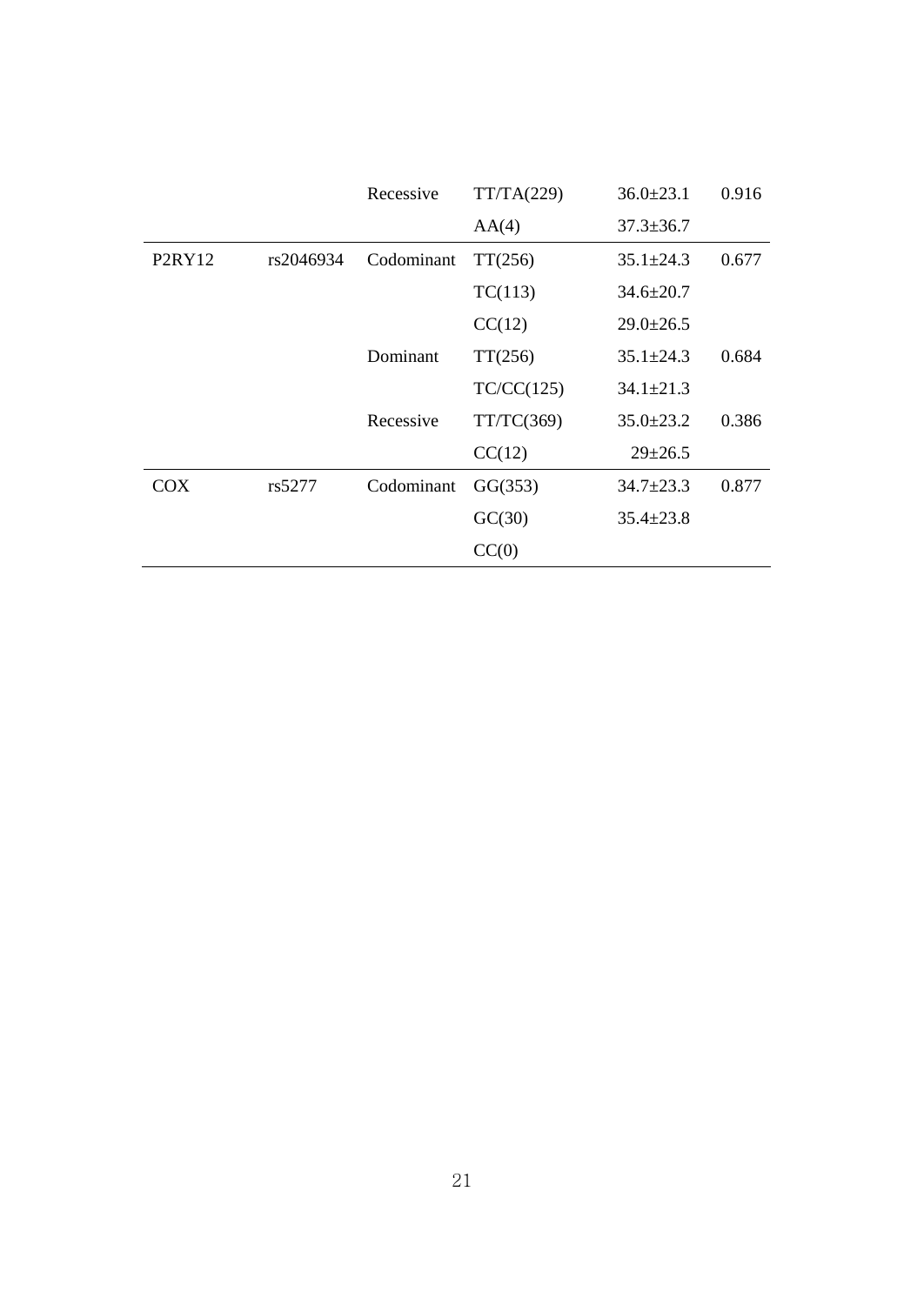|  |  |  |  |  |  |
|---|---|---|---|---|---|
|  |  | Recessive | TT/TA(229) | 36.0±23.1 | 0.916 |
|  |  |  | AA(4) | 37.3±36.7 |  |
| P2RY12 | rs2046934 | Codominant | TT(256) | 35.1±24.3 | 0.677 |
|  |  |  | TC(113) | 34.6±20.7 |  |
|  |  |  | CC(12) | 29.0±26.5 |  |
|  |  | Dominant | TT(256) | 35.1±24.3 | 0.684 |
|  |  |  | TC/CC(125) | 34.1±21.3 |  |
|  |  | Recessive | TT/TC(369) | 35.0±23.2 | 0.386 |
|  |  |  | CC(12) | 29±26.5 |  |
| COX | rs5277 | Codominant | GG(353) | 34.7±23.3 | 0.877 |
|  |  |  | GC(30) | 35.4±23.8 |  |
|  |  |  | CC(0) |  |  |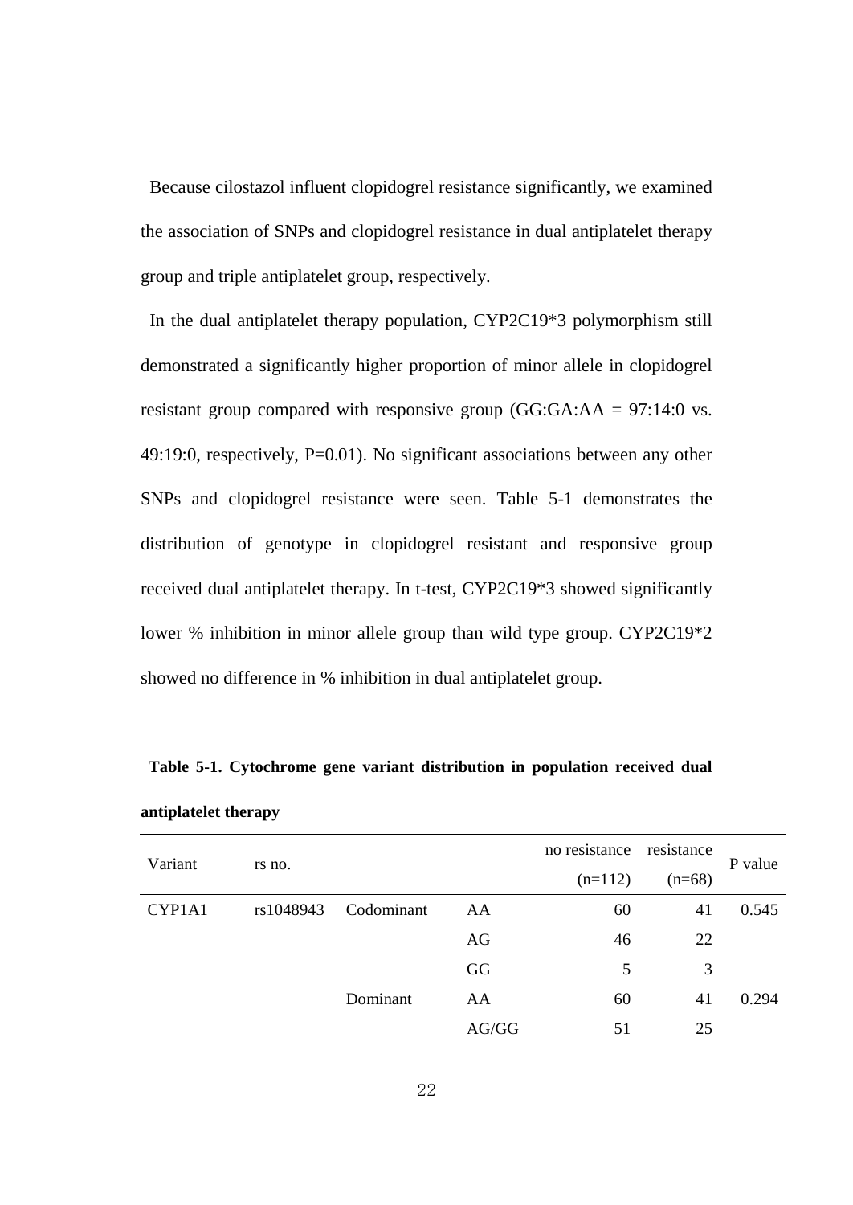Because cilostazol influent clopidogrel resistance significantly, we examined the association of SNPs and clopidogrel resistance in dual antiplatelet therapy group and triple antiplatelet group, respectively.

In the dual antiplatelet therapy population, CYP2C19*3 polymorphism still demonstrated a significantly higher proportion of minor allele in clopidogrel resistant group compared with responsive group (GG:GA:AA = 97:14:0 vs. 49:19:0, respectively, P=0.01). No significant associations between any other SNPs and clopidogrel resistance were seen. Table 5-1 demonstrates the distribution of genotype in clopidogrel resistant and responsive group received dual antiplatelet therapy. In t-test, CYP2C19*3 showed significantly lower % inhibition in minor allele group than wild type group. CYP2C19*2 showed no difference in % inhibition in dual antiplatelet group.

**Table 5-1. Cytochrome gene variant distribution in population received dual antiplatelet therapy**

| Variant | rs no. | | | no resistance (n=112) | resistance (n=68) | P value |
|---|---|---|---|---|---|---|
| CYP1A1 | rs1048943 | Codominant | AA | 60 | 41 | 0.545 |
| | | | AG | 46 | 22 | |
| | | | GG | 5 | 3 | |
| | | Dominant | AA | 60 | 41 | 0.294 |
| | | | AG/GG | 51 | 25 | |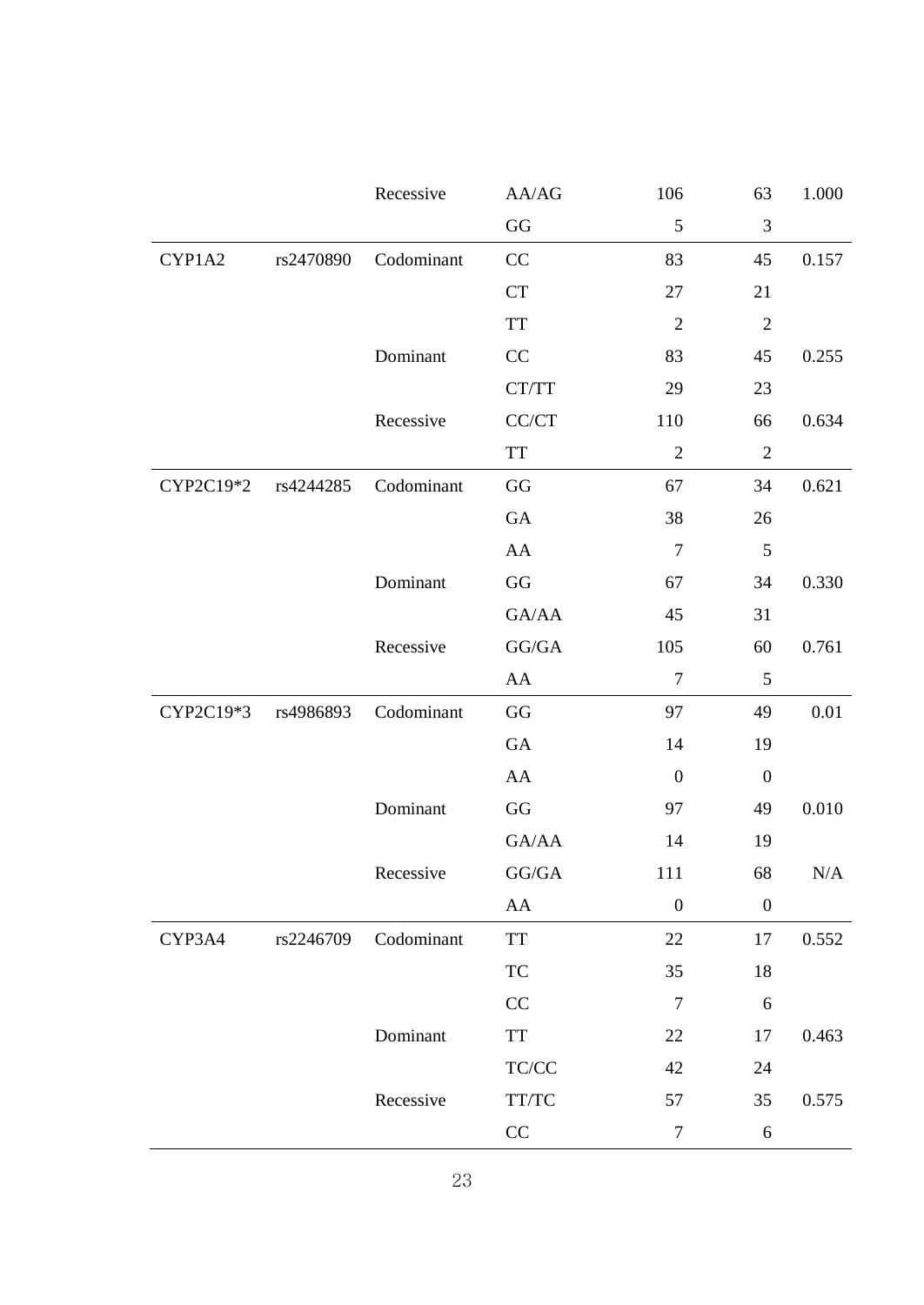| | | | | | | |
|---|---|---|---|---|---|---|
| | | Recessive | AA/AG | 106 | 63 | 1.000 |
| | | | GG | 5 | 3 | |
| CYP1A2 | rs2470890 | Codominant | CC | 83 | 45 | 0.157 |
| | | | CT | 27 | 21 | |
| | | | TT | 2 | 2 | |
| | | Dominant | CC | 83 | 45 | 0.255 |
| | | | CT/TT | 29 | 23 | |
| | | Recessive | CC/CT | 110 | 66 | 0.634 |
| | | | TT | 2 | 2 | |
| CYP2C19*2 | rs4244285 | Codominant | GG | 67 | 34 | 0.621 |
| | | | GA | 38 | 26 | |
| | | | AA | 7 | 5 | |
| | | Dominant | GG | 67 | 34 | 0.330 |
| | | | GA/AA | 45 | 31 | |
| | | Recessive | GG/GA | 105 | 60 | 0.761 |
| | | | AA | 7 | 5 | |
| CYP2C19*3 | rs4986893 | Codominant | GG | 97 | 49 | 0.01 |
| | | | GA | 14 | 19 | |
| | | | AA | 0 | 0 | |
| | | Dominant | GG | 97 | 49 | 0.010 |
| | | | GA/AA | 14 | 19 | |
| | | Recessive | GG/GA | 111 | 68 | N/A |
| | | | AA | 0 | 0 | |
| CYP3A4 | rs2246709 | Codominant | TT | 22 | 17 | 0.552 |
| | | | TC | 35 | 18 | |
| | | | CC | 7 | 6 | |
| | | Dominant | TT | 22 | 17 | 0.463 |
| | | | TC/CC | 42 | 24 | |
| | | Recessive | TT/TC | 57 | 35 | 0.575 |
| | | | CC | 7 | 6 | |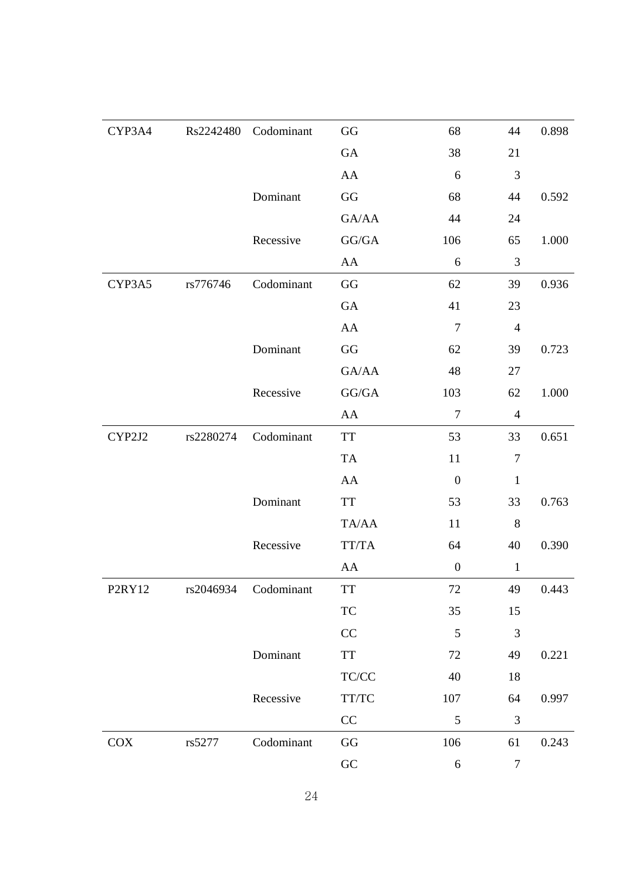| | | | | | | |
|---|---|---|---|---|---|---|
| CYP3A4 | Rs2242480 | Codominant | GG | 68 | 44 | 0.898 |
| | | | GA | 38 | 21 | |
| | | | AA | 6 | 3 | |
| | | Dominant | GG | 68 | 44 | 0.592 |
| | | | GA/AA | 44 | 24 | |
| | | Recessive | GG/GA | 106 | 65 | 1.000 |
| | | | AA | 6 | 3 | |
| CYP3A5 | rs776746 | Codominant | GG | 62 | 39 | 0.936 |
| | | | GA | 41 | 23 | |
| | | | AA | 7 | 4 | |
| | | Dominant | GG | 62 | 39 | 0.723 |
| | | | GA/AA | 48 | 27 | |
| | | Recessive | GG/GA | 103 | 62 | 1.000 |
| | | | AA | 7 | 4 | |
| CYP2J2 | rs2280274 | Codominant | TT | 53 | 33 | 0.651 |
| | | | TA | 11 | 7 | |
| | | | AA | 0 | 1 | |
| | | Dominant | TT | 53 | 33 | 0.763 |
| | | | TA/AA | 11 | 8 | |
| | | Recessive | TT/TA | 64 | 40 | 0.390 |
| | | | AA | 0 | 1 | |
| P2RY12 | rs2046934 | Codominant | TT | 72 | 49 | 0.443 |
| | | | TC | 35 | 15 | |
| | | | CC | 5 | 3 | |
| | | Dominant | TT | 72 | 49 | 0.221 |
| | | | TC/CC | 40 | 18 | |
| | | Recessive | TT/TC | 107 | 64 | 0.997 |
| | | | CC | 5 | 3 | |
| COX | rs5277 | Codominant | GG | 106 | 61 | 0.243 |
| | | | GC | 6 | 7 | |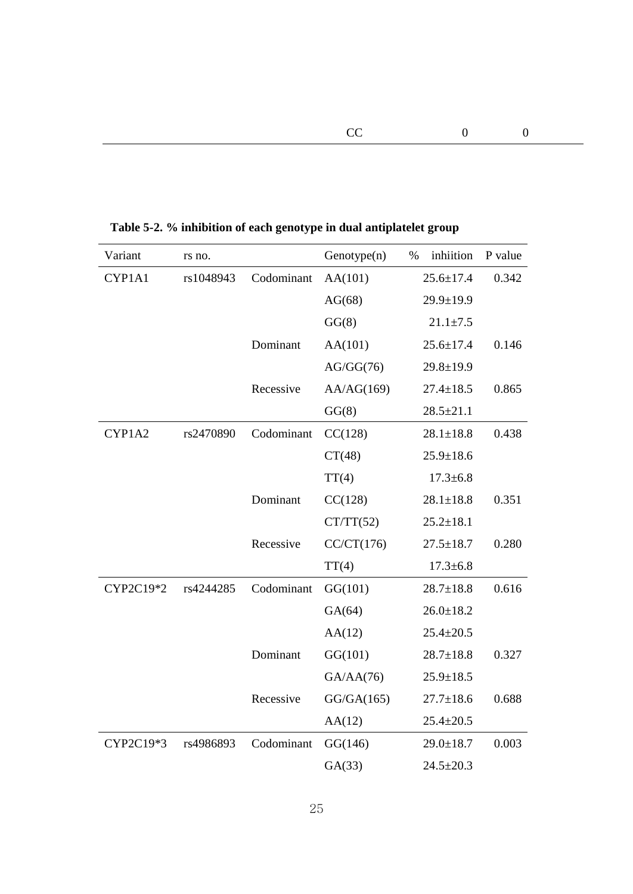| | | | CC | 0 | 0 |
|---|---|---|---|---|---|

**Table 5-2. % inhibition of each genotype in dual antiplatelet group**

| Variant | rs no. | | Genotype(n) | % inhiition | P value |
|---|---|---|---|---|---|
| CYP1A1 | rs1048943 | Codominant | AA(101) | 25.6±17.4 | 0.342 |
| | | | AG(68) | 29.9±19.9 | |
| | | | GG(8) | 21.1±7.5 | |
| | | Dominant | AA(101) | 25.6±17.4 | 0.146 |
| | | | AG/GG(76) | 29.8±19.9 | |
| | | Recessive | AA/AG(169) | 27.4±18.5 | 0.865 |
| | | | GG(8) | 28.5±21.1 | |
| CYP1A2 | rs2470890 | Codominant | CC(128) | 28.1±18.8 | 0.438 |
| | | | CT(48) | 25.9±18.6 | |
| | | | TT(4) | 17.3±6.8 | |
| | | Dominant | CC(128) | 28.1±18.8 | 0.351 |
| | | | CT/TT(52) | 25.2±18.1 | |
| | | Recessive | CC/CT(176) | 27.5±18.7 | 0.280 |
| | | | TT(4) | 17.3±6.8 | |
| CYP2C19*2 | rs4244285 | Codominant | GG(101) | 28.7±18.8 | 0.616 |
| | | | GA(64) | 26.0±18.2 | |
| | | | AA(12) | 25.4±20.5 | |
| | | Dominant | GG(101) | 28.7±18.8 | 0.327 |
| | | | GA/AA(76) | 25.9±18.5 | |
| | | Recessive | GG/GA(165) | 27.7±18.6 | 0.688 |
| | | | AA(12) | 25.4±20.5 | |
| CYP2C19*3 | rs4986893 | Codominant | GG(146) | 29.0±18.7 | 0.003 |
| | | | GA(33) | 24.5±20.3 | |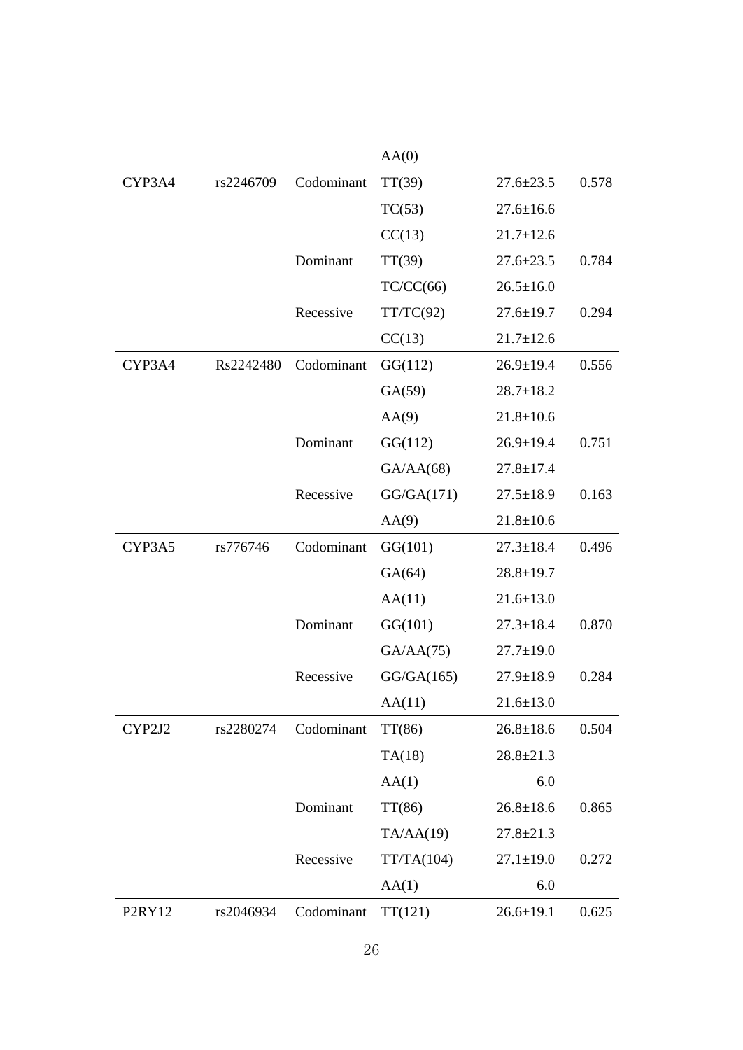| | | | AA(0) | | |
|---|---|---|---|---|---|
| CYP3A4 | rs2246709 | Codominant | TT(39) | 27.6±23.5 | 0.578 |
| | | | TC(53) | 27.6±16.6 | |
| | | | CC(13) | 21.7±12.6 | |
| | | Dominant | TT(39) | 27.6±23.5 | 0.784 |
| | | | TC/CC(66) | 26.5±16.0 | |
| | | Recessive | TT/TC(92) | 27.6±19.7 | 0.294 |
| | | | CC(13) | 21.7±12.6 | |
| CYP3A4 | Rs2242480 | Codominant | GG(112) | 26.9±19.4 | 0.556 |
| | | | GA(59) | 28.7±18.2 | |
| | | | AA(9) | 21.8±10.6 | |
| | | Dominant | GG(112) | 26.9±19.4 | 0.751 |
| | | | GA/AA(68) | 27.8±17.4 | |
| | | Recessive | GG/GA(171) | 27.5±18.9 | 0.163 |
| | | | AA(9) | 21.8±10.6 | |
| CYP3A5 | rs776746 | Codominant | GG(101) | 27.3±18.4 | 0.496 |
| | | | GA(64) | 28.8±19.7 | |
| | | | AA(11) | 21.6±13.0 | |
| | | Dominant | GG(101) | 27.3±18.4 | 0.870 |
| | | | GA/AA(75) | 27.7±19.0 | |
| | | Recessive | GG/GA(165) | 27.9±18.9 | 0.284 |
| | | | AA(11) | 21.6±13.0 | |
| CYP2J2 | rs2280274 | Codominant | TT(86) | 26.8±18.6 | 0.504 |
| | | | TA(18) | 28.8±21.3 | |
| | | | AA(1) | 6.0 | |
| | | Dominant | TT(86) | 26.8±18.6 | 0.865 |
| | | | TA/AA(19) | 27.8±21.3 | |
| | | Recessive | TT/TA(104) | 27.1±19.0 | 0.272 |
| | | | AA(1) | 6.0 | |
| P2RY12 | rs2046934 | Codominant | TT(121) | 26.6±19.1 | 0.625 |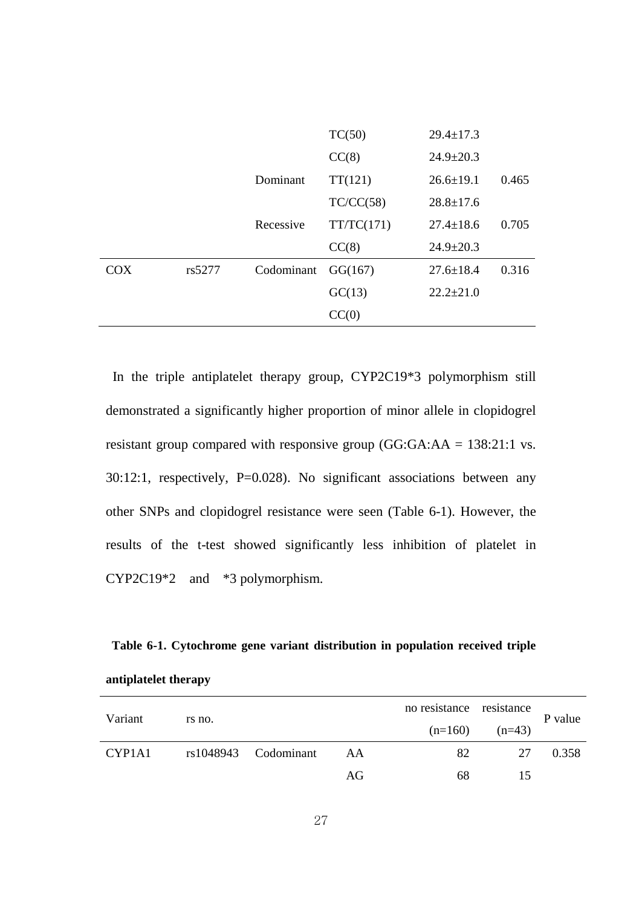| | | | TC(50) | 29.4±17.3 | |
|---|---|---|---|---|---|
| | | | CC(8) | 24.9±20.3 | |
| | | Dominant | TT(121) | 26.6±19.1 | 0.465 |
| | | | TC/CC(58) | 28.8±17.6 | |
| | | Recessive | TT/TC(171) | 27.4±18.6 | 0.705 |
| | | | CC(8) | 24.9±20.3 | |
| COX | rs5277 | Codominant | GG(167) | 27.6±18.4 | 0.316 |
| | | | GC(13) | 22.2±21.0 | |
| | | | CC(0) | | |

In the triple antiplatelet therapy group, CYP2C19*3 polymorphism still demonstrated a significantly higher proportion of minor allele in clopidogrel resistant group compared with responsive group (GG:GA:AA = 138:21:1 vs. 30:12:1, respectively, P=0.028). No significant associations between any other SNPs and clopidogrel resistance were seen (Table 6-1). However, the results of the t-test showed significantly less inhibition of platelet in CYP2C19*2 and *3 polymorphism.

**Table 6-1. Cytochrome gene variant distribution in population received triple antiplatelet therapy**

| Variant | rs no. | | | no resistance (n=160) | resistance (n=43) | P value |
|---|---|---|---|---|---|---|
| CYP1A1 | rs1048943 | Codominant | AA | 82 | 27 | 0.358 |
| | | | AG | 68 | 15 | |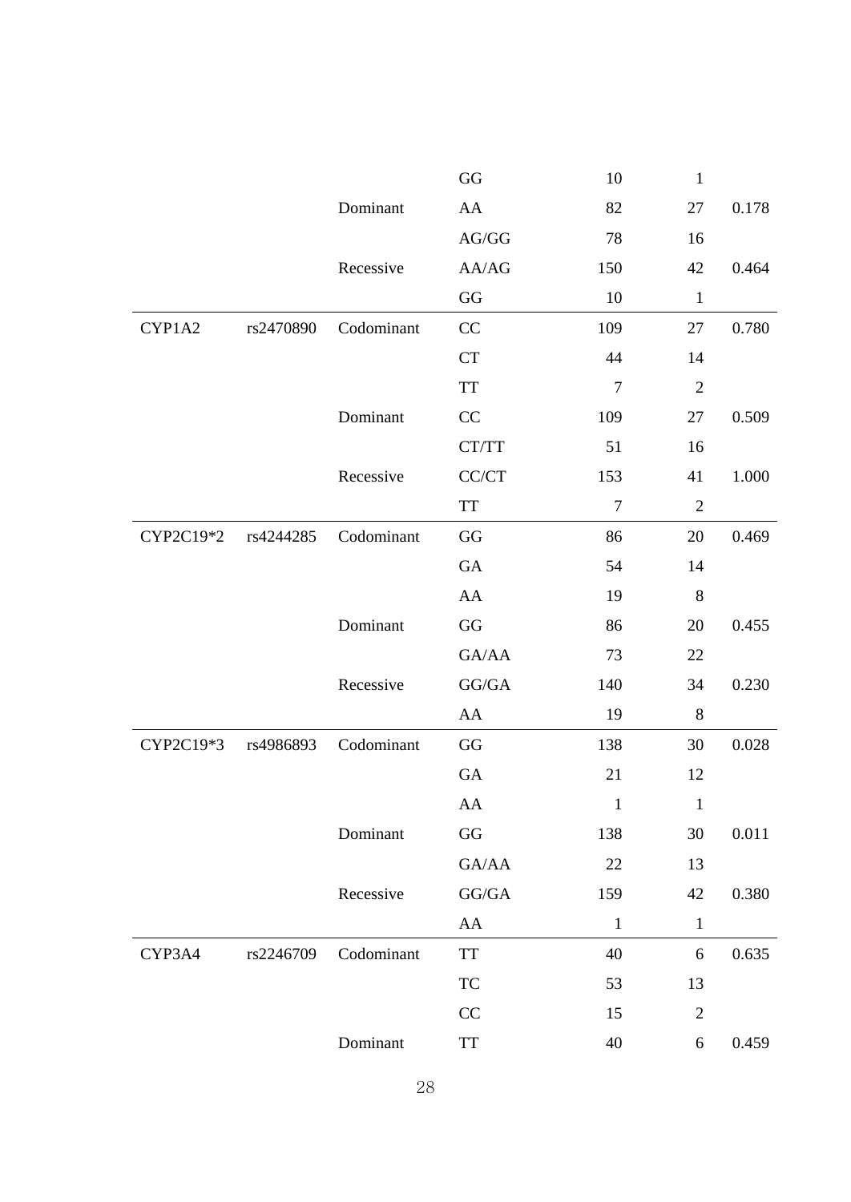| | | | GG | 10 | 1 | |
|---|---|---|---|---|---|---|
| | | Dominant | AA | 82 | 27 | 0.178 |
| | | | AG/GG | 78 | 16 | |
| | | Recessive | AA/AG | 150 | 42 | 0.464 |
| | | | GG | 10 | 1 | |
| CYP1A2 | rs2470890 | Codominant | CC | 109 | 27 | 0.780 |
| | | | CT | 44 | 14 | |
| | | | TT | 7 | 2 | |
| | | Dominant | CC | 109 | 27 | 0.509 |
| | | | CT/TT | 51 | 16 | |
| | | Recessive | CC/CT | 153 | 41 | 1.000 |
| | | | TT | 7 | 2 | |
| CYP2C19*2 | rs4244285 | Codominant | GG | 86 | 20 | 0.469 |
| | | | GA | 54 | 14 | |
| | | | AA | 19 | 8 | |
| | | Dominant | GG | 86 | 20 | 0.455 |
| | | | GA/AA | 73 | 22 | |
| | | Recessive | GG/GA | 140 | 34 | 0.230 |
| | | | AA | 19 | 8 | |
| CYP2C19*3 | rs4986893 | Codominant | GG | 138 | 30 | 0.028 |
| | | | GA | 21 | 12 | |
| | | | AA | 1 | 1 | |
| | | Dominant | GG | 138 | 30 | 0.011 |
| | | | GA/AA | 22 | 13 | |
| | | Recessive | GG/GA | 159 | 42 | 0.380 |
| | | | AA | 1 | 1 | |
| CYP3A4 | rs2246709 | Codominant | TT | 40 | 6 | 0.635 |
| | | | TC | 53 | 13 | |
| | | | CC | 15 | 2 | |
| | | Dominant | TT | 40 | 6 | 0.459 |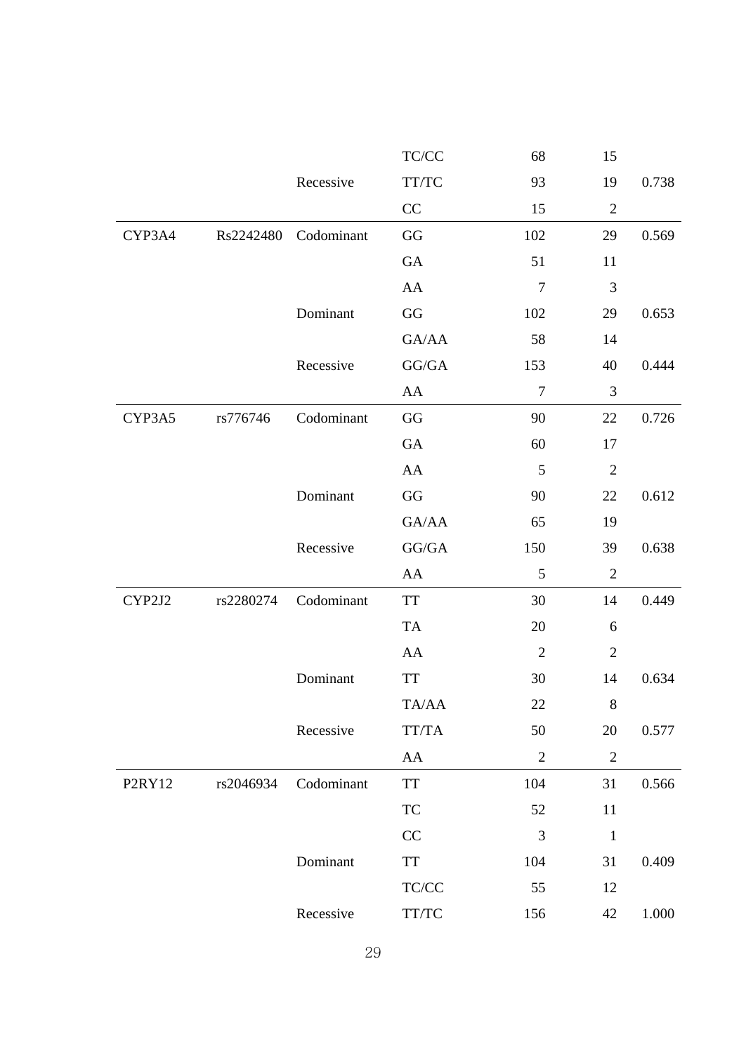| | | | | | | |
|---|---|---|---|---|---|---|
| | | | TC/CC | 68 | 15 | |
| | | Recessive | TT/TC | 93 | 19 | 0.738 |
| | | | CC | 15 | 2 | |
| CYP3A4 | Rs2242480 | Codominant | GG | 102 | 29 | 0.569 |
| | | | GA | 51 | 11 | |
| | | | AA | 7 | 3 | |
| | | Dominant | GG | 102 | 29 | 0.653 |
| | | | GA/AA | 58 | 14 | |
| | | Recessive | GG/GA | 153 | 40 | 0.444 |
| | | | AA | 7 | 3 | |
| CYP3A5 | rs776746 | Codominant | GG | 90 | 22 | 0.726 |
| | | | GA | 60 | 17 | |
| | | | AA | 5 | 2 | |
| | | Dominant | GG | 90 | 22 | 0.612 |
| | | | GA/AA | 65 | 19 | |
| | | Recessive | GG/GA | 150 | 39 | 0.638 |
| | | | AA | 5 | 2 | |
| CYP2J2 | rs2280274 | Codominant | TT | 30 | 14 | 0.449 |
| | | | TA | 20 | 6 | |
| | | | AA | 2 | 2 | |
| | | Dominant | TT | 30 | 14 | 0.634 |
| | | | TA/AA | 22 | 8 | |
| | | Recessive | TT/TA | 50 | 20 | 0.577 |
| | | | AA | 2 | 2 | |
| P2RY12 | rs2046934 | Codominant | TT | 104 | 31 | 0.566 |
| | | | TC | 52 | 11 | |
| | | | CC | 3 | 1 | |
| | | Dominant | TT | 104 | 31 | 0.409 |
| | | | TC/CC | 55 | 12 | |
| | | Recessive | TT/TC | 156 | 42 | 1.000 |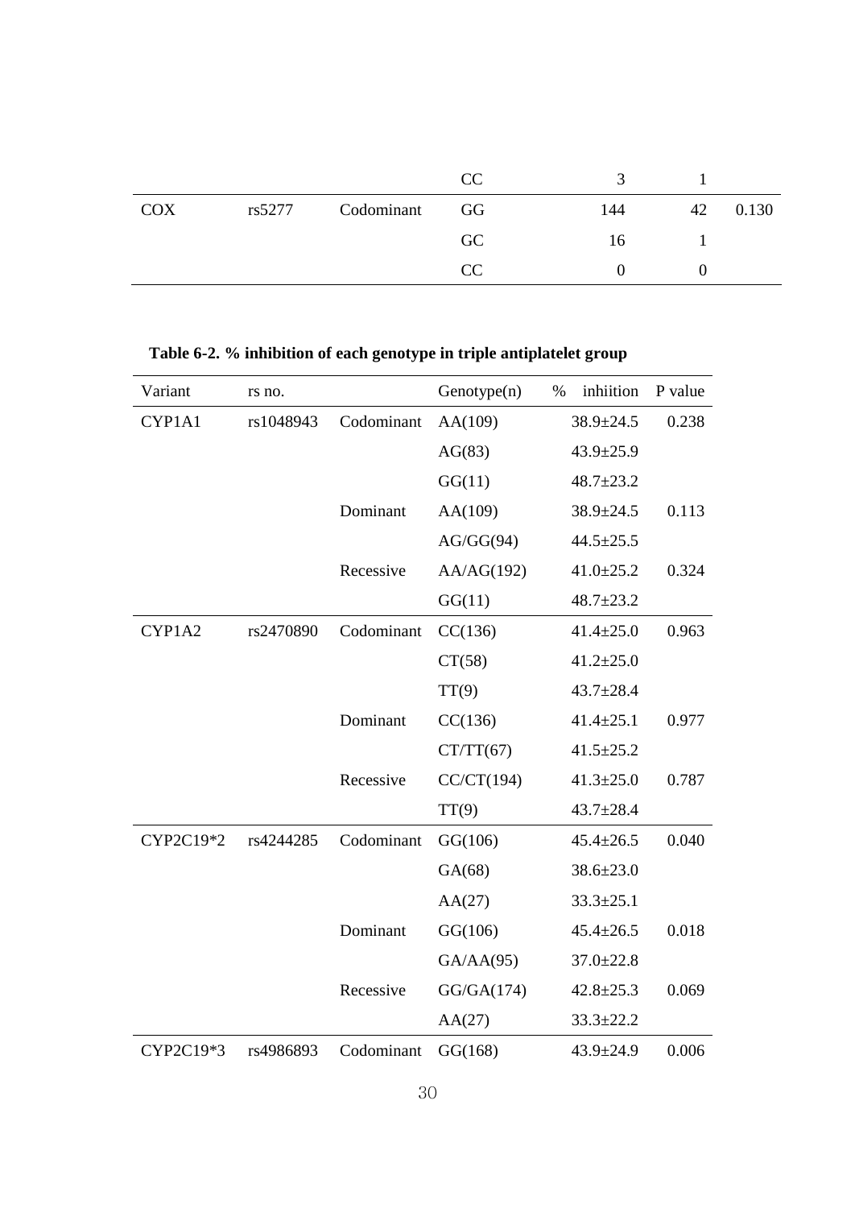|  |  |  | CC | 3 | 1 |  |
|---|---|---|---|---|---|---|
| COX | rs5277 | Codominant | GG | 144 | 42 | 0.130 |
|  |  |  | GC | 16 | 1 |  |
|  |  |  | CC | 0 | 0 |  |

**Table 6-2. % inhibition of each genotype in triple antiplatelet group**

| Variant | rs no. |  | Genotype(n) | % inhiition | P value |
|---|---|---|---|---|---|
| CYP1A1 | rs1048943 | Codominant | AA(109) | 38.9±24.5 | 0.238 |
|  |  |  | AG(83) | 43.9±25.9 |  |
|  |  |  | GG(11) | 48.7±23.2 |  |
|  |  | Dominant | AA(109) | 38.9±24.5 | 0.113 |
|  |  |  | AG/GG(94) | 44.5±25.5 |  |
|  |  | Recessive | AA/AG(192) | 41.0±25.2 | 0.324 |
|  |  |  | GG(11) | 48.7±23.2 |  |
| CYP1A2 | rs2470890 | Codominant | CC(136) | 41.4±25.0 | 0.963 |
|  |  |  | CT(58) | 41.2±25.0 |  |
|  |  |  | TT(9) | 43.7±28.4 |  |
|  |  | Dominant | CC(136) | 41.4±25.1 | 0.977 |
|  |  |  | CT/TT(67) | 41.5±25.2 |  |
|  |  | Recessive | CC/CT(194) | 41.3±25.0 | 0.787 |
|  |  |  | TT(9) | 43.7±28.4 |  |
| CYP2C19*2 | rs4244285 | Codominant | GG(106) | 45.4±26.5 | 0.040 |
|  |  |  | GA(68) | 38.6±23.0 |  |
|  |  |  | AA(27) | 33.3±25.1 |  |
|  |  | Dominant | GG(106) | 45.4±26.5 | 0.018 |
|  |  |  | GA/AA(95) | 37.0±22.8 |  |
|  |  | Recessive | GG/GA(174) | 42.8±25.3 | 0.069 |
|  |  |  | AA(27) | 33.3±22.2 |  |
| CYP2C19*3 | rs4986893 | Codominant | GG(168) | 43.9±24.9 | 0.006 |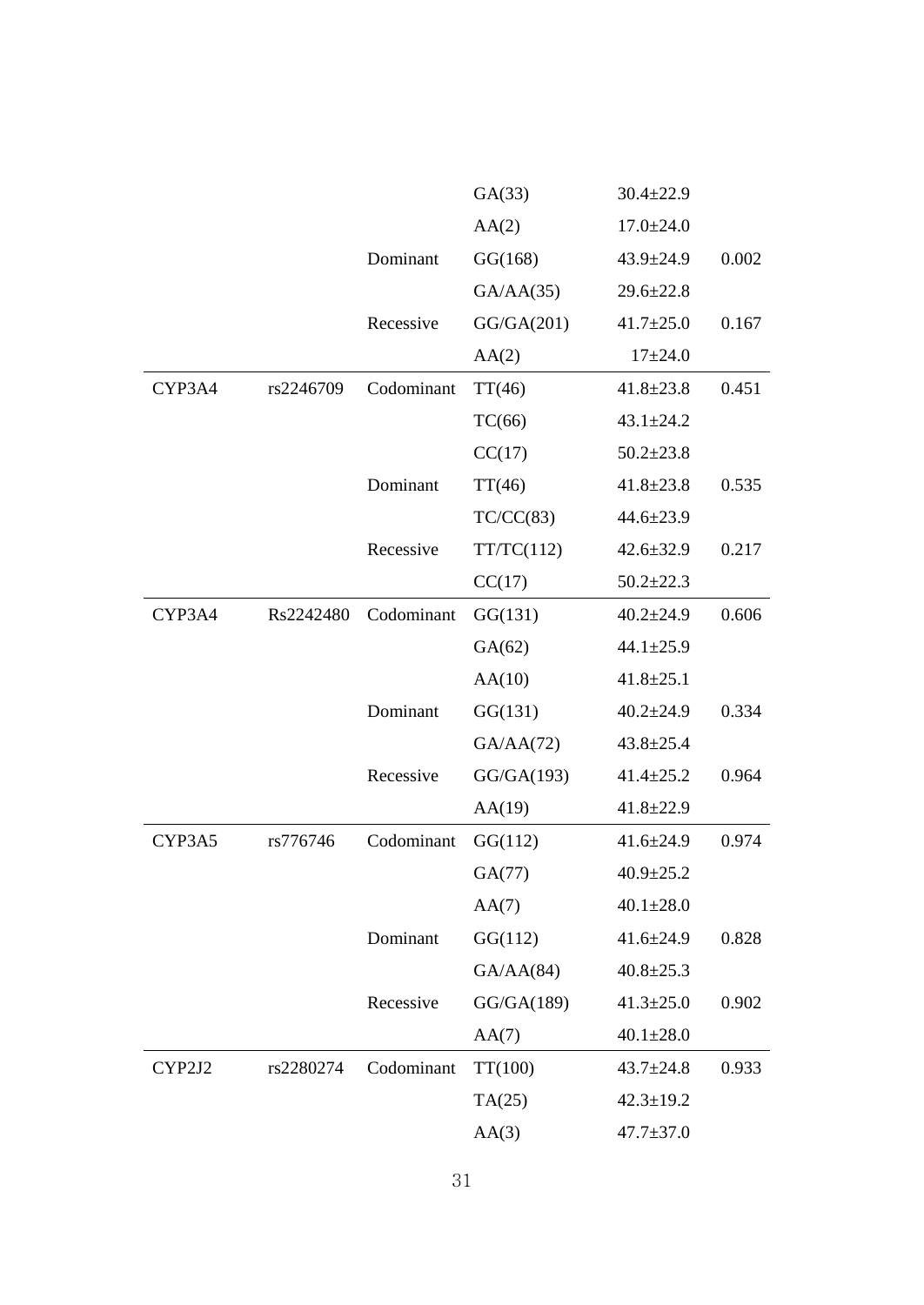| | | | GA(33) | 30.4±22.9 | |
|---|---|---|---|---|---|
| | | | AA(2) | 17.0±24.0 | |
| | | Dominant | GG(168) | 43.9±24.9 | 0.002 |
| | | | GA/AA(35) | 29.6±22.8 | |
| | | Recessive | GG/GA(201) | 41.7±25.0 | 0.167 |
| | | | AA(2) | 17±24.0 | |
| CYP3A4 | rs2246709 | Codominant | TT(46) | 41.8±23.8 | 0.451 |
| | | | TC(66) | 43.1±24.2 | |
| | | | CC(17) | 50.2±23.8 | |
| | | Dominant | TT(46) | 41.8±23.8 | 0.535 |
| | | | TC/CC(83) | 44.6±23.9 | |
| | | Recessive | TT/TC(112) | 42.6±32.9 | 0.217 |
| | | | CC(17) | 50.2±22.3 | |
| CYP3A4 | Rs2242480 | Codominant | GG(131) | 40.2±24.9 | 0.606 |
| | | | GA(62) | 44.1±25.9 | |
| | | | AA(10) | 41.8±25.1 | |
| | | Dominant | GG(131) | 40.2±24.9 | 0.334 |
| | | | GA/AA(72) | 43.8±25.4 | |
| | | Recessive | GG/GA(193) | 41.4±25.2 | 0.964 |
| | | | AA(19) | 41.8±22.9 | |
| CYP3A5 | rs776746 | Codominant | GG(112) | 41.6±24.9 | 0.974 |
| | | | GA(77) | 40.9±25.2 | |
| | | | AA(7) | 40.1±28.0 | |
| | | Dominant | GG(112) | 41.6±24.9 | 0.828 |
| | | | GA/AA(84) | 40.8±25.3 | |
| | | Recessive | GG/GA(189) | 41.3±25.0 | 0.902 |
| | | | AA(7) | 40.1±28.0 | |
| CYP2J2 | rs2280274 | Codominant | TT(100) | 43.7±24.8 | 0.933 |
| | | | TA(25) | 42.3±19.2 | |
| | | | AA(3) | 47.7±37.0 | |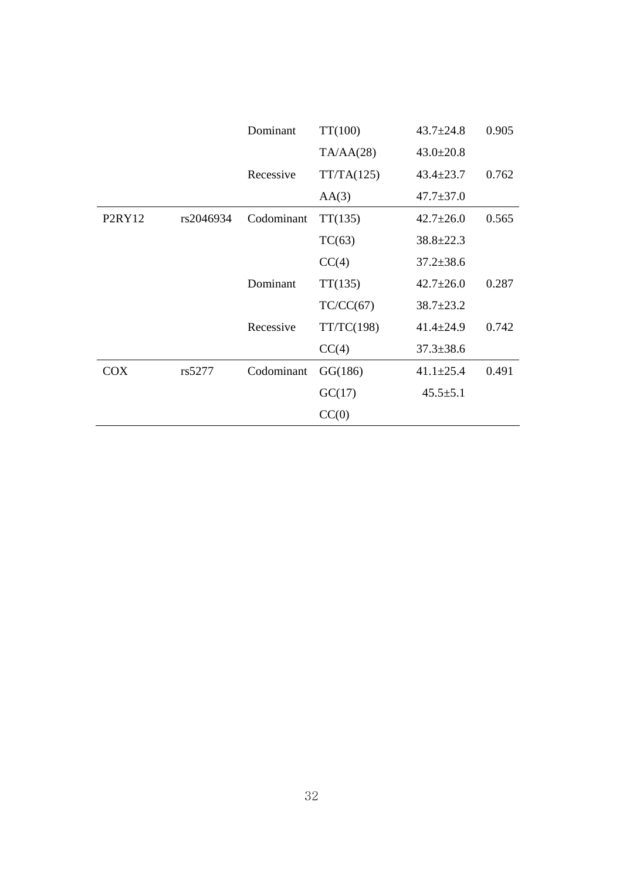| | | | | | |
|---|---|---|---|---|---|
| | | Dominant | TT(100) | 43.7±24.8 | 0.905 |
| | | | TA/AA(28) | 43.0±20.8 | |
| | | Recessive | TT/TA(125) | 43.4±23.7 | 0.762 |
| | | | AA(3) | 47.7±37.0 | |
| P2RY12 | rs2046934 | Codominant | TT(135) | 42.7±26.0 | 0.565 |
| | | | TC(63) | 38.8±22.3 | |
| | | | CC(4) | 37.2±38.6 | |
| | | Dominant | TT(135) | 42.7±26.0 | 0.287 |
| | | | TC/CC(67) | 38.7±23.2 | |
| | | Recessive | TT/TC(198) | 41.4±24.9 | 0.742 |
| | | | CC(4) | 37.3±38.6 | |
| COX | rs5277 | Codominant | GG(186) | 41.1±25.4 | 0.491 |
| | | | GC(17) | 45.5±5.1 | |
| | | | CC(0) | | |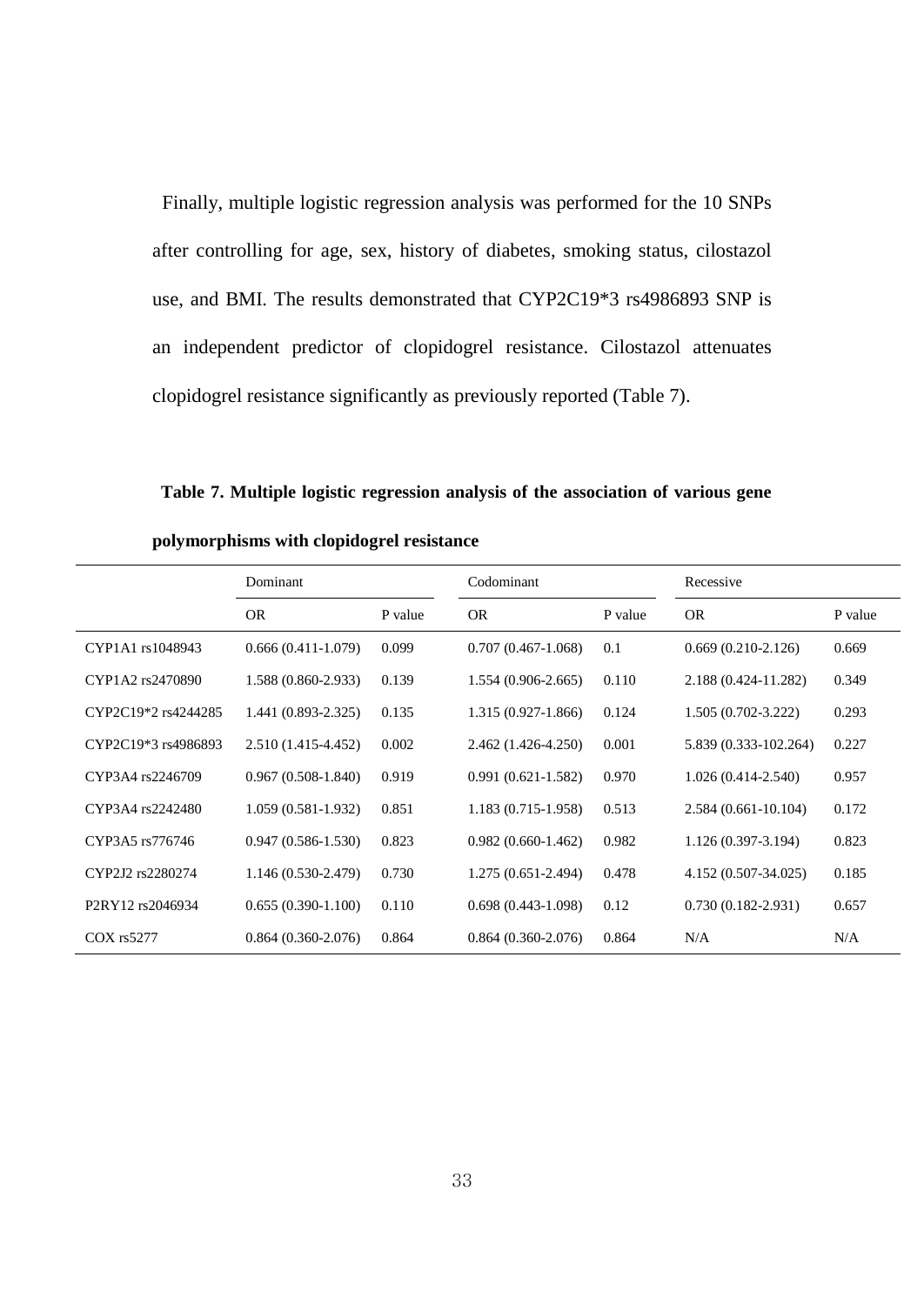Finally, multiple logistic regression analysis was performed for the 10 SNPs after controlling for age, sex, history of diabetes, smoking status, cilostazol use, and BMI. The results demonstrated that CYP2C19*3 rs4986893 SNP is an independent predictor of clopidogrel resistance. Cilostazol attenuates clopidogrel resistance significantly as previously reported (Table 7).

**Table 7. Multiple logistic regression analysis of the association of various gene polymorphisms with clopidogrel resistance**

| | Dominant | | Codominant | | Recessive | |
|---|---|---|---|---|---|---|
| | OR | P value | OR | P value | OR | P value |
| CYP1A1 rs1048943 | 0.666 (0.411-1.079) | 0.099 | 0.707 (0.467-1.068) | 0.1 | 0.669 (0.210-2.126) | 0.669 |
| CYP1A2 rs2470890 | 1.588 (0.860-2.933) | 0.139 | 1.554 (0.906-2.665) | 0.110 | 2.188 (0.424-11.282) | 0.349 |
| CYP2C19*2 rs4244285 | 1.441 (0.893-2.325) | 0.135 | 1.315 (0.927-1.866) | 0.124 | 1.505 (0.702-3.222) | 0.293 |
| CYP2C19*3 rs4986893 | 2.510 (1.415-4.452) | 0.002 | 2.462 (1.426-4.250) | 0.001 | 5.839 (0.333-102.264) | 0.227 |
| CYP3A4 rs2246709 | 0.967 (0.508-1.840) | 0.919 | 0.991 (0.621-1.582) | 0.970 | 1.026 (0.414-2.540) | 0.957 |
| CYP3A4 rs2242480 | 1.059 (0.581-1.932) | 0.851 | 1.183 (0.715-1.958) | 0.513 | 2.584 (0.661-10.104) | 0.172 |
| CYP3A5 rs776746 | 0.947 (0.586-1.530) | 0.823 | 0.982 (0.660-1.462) | 0.982 | 1.126 (0.397-3.194) | 0.823 |
| CYP2J2 rs2280274 | 1.146 (0.530-2.479) | 0.730 | 1.275 (0.651-2.494) | 0.478 | 4.152 (0.507-34.025) | 0.185 |
| P2RY12 rs2046934 | 0.655 (0.390-1.100) | 0.110 | 0.698 (0.443-1.098) | 0.12 | 0.730 (0.182-2.931) | 0.657 |
| COX rs5277 | 0.864 (0.360-2.076) | 0.864 | 0.864 (0.360-2.076) | 0.864 | N/A | N/A |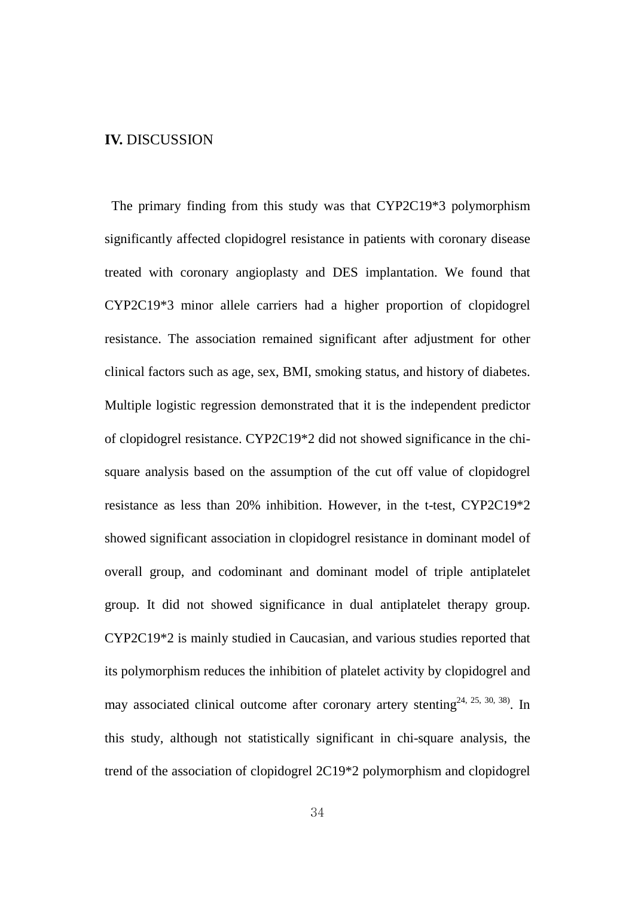## **IV.** DISCUSSION

The primary finding from this study was that CYP2C19*3 polymorphism significantly affected clopidogrel resistance in patients with coronary disease treated with coronary angioplasty and DES implantation. We found that CYP2C19*3 minor allele carriers had a higher proportion of clopidogrel resistance. The association remained significant after adjustment for other clinical factors such as age, sex, BMI, smoking status, and history of diabetes. Multiple logistic regression demonstrated that it is the independent predictor of clopidogrel resistance. CYP2C19*2 did not showed significance in the chi-square analysis based on the assumption of the cut off value of clopidogrel resistance as less than 20% inhibition. However, in the t-test, CYP2C19*2 showed significant association in clopidogrel resistance in dominant model of overall group, and codominant and dominant model of triple antiplatelet group. It did not showed significance in dual antiplatelet therapy group. CYP2C19*2 is mainly studied in Caucasian, and various studies reported that its polymorphism reduces the inhibition of platelet activity by clopidogrel and may associated clinical outcome after coronary artery stenting[24, 25, 30, 38]. In this study, although not statistically significant in chi-square analysis, the trend of the association of clopidogrel 2C19*2 polymorphism and clopidogrel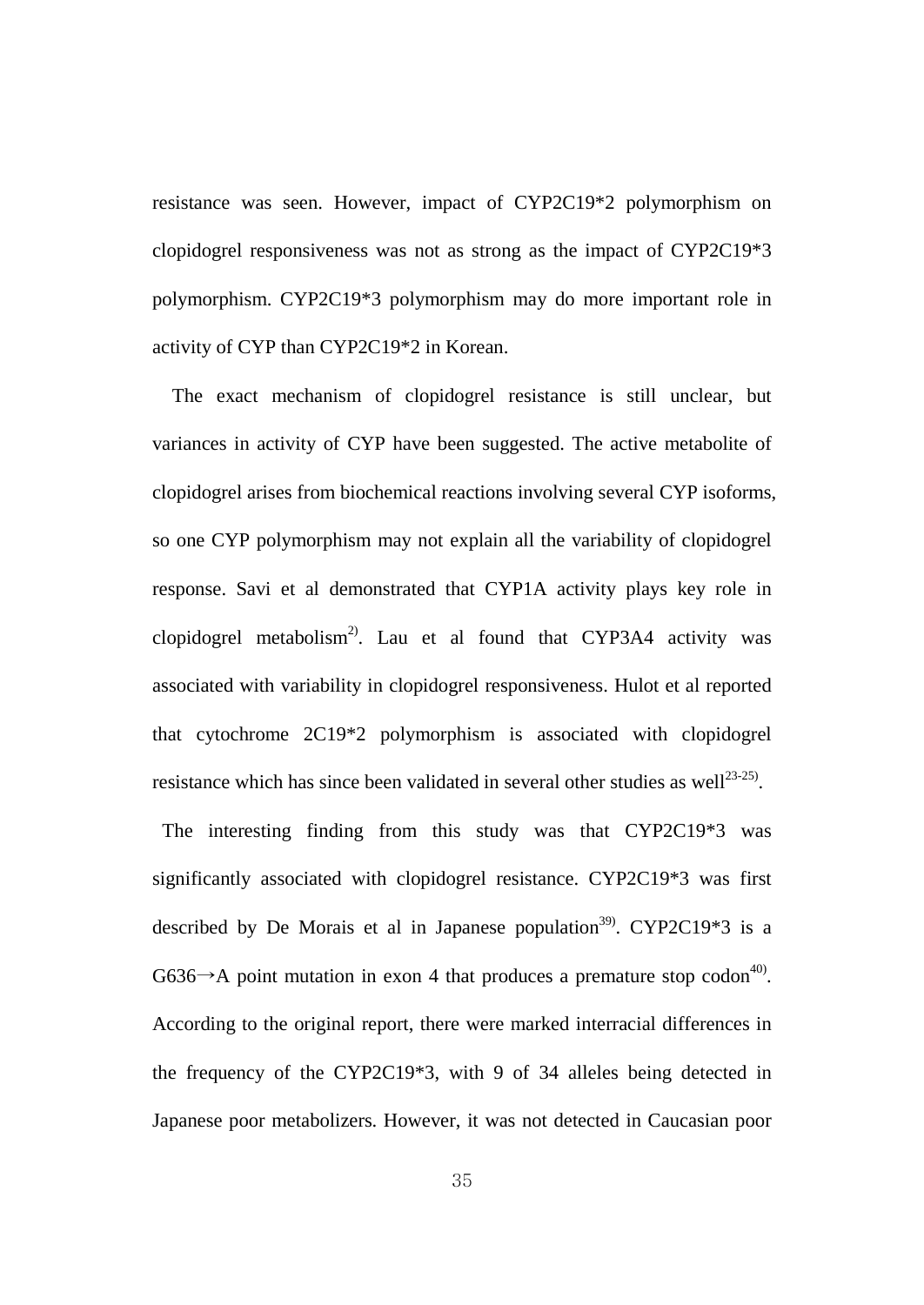resistance was seen. However, impact of CYP2C19*2 polymorphism on clopidogrel responsiveness was not as strong as the impact of CYP2C19*3 polymorphism. CYP2C19*3 polymorphism may do more important role in activity of CYP than CYP2C19*2 in Korean.

The exact mechanism of clopidogrel resistance is still unclear, but variances in activity of CYP have been suggested. The active metabolite of clopidogrel arises from biochemical reactions involving several CYP isoforms, so one CYP polymorphism may not explain all the variability of clopidogrel response. Savi et al demonstrated that CYP1A activity plays key role in clopidogrel metabolism[2]. Lau et al found that CYP3A4 activity was associated with variability in clopidogrel responsiveness. Hulot et al reported that cytochrome 2C19*2 polymorphism is associated with clopidogrel resistance which has since been validated in several other studies as well[23-25].

The interesting finding from this study was that CYP2C19*3 was significantly associated with clopidogrel resistance. CYP2C19*3 was first described by De Morais et al in Japanese population[39]. CYP2C19*3 is a G636→A point mutation in exon 4 that produces a premature stop codon[40]. According to the original report, there were marked interracial differences in the frequency of the CYP2C19*3, with 9 of 34 alleles being detected in Japanese poor metabolizers. However, it was not detected in Caucasian poor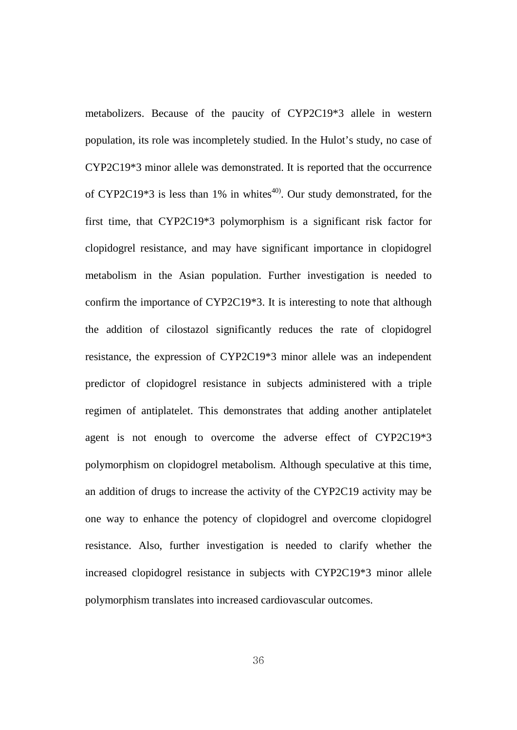metabolizers. Because of the paucity of CYP2C19*3 allele in western population, its role was incompletely studied. In the Hulot's study, no case of CYP2C19*3 minor allele was demonstrated. It is reported that the occurrence of CYP2C19*3 is less than 1% in whites[40]. Our study demonstrated, for the first time, that CYP2C19*3 polymorphism is a significant risk factor for clopidogrel resistance, and may have significant importance in clopidogrel metabolism in the Asian population. Further investigation is needed to confirm the importance of CYP2C19*3. It is interesting to note that although the addition of cilostazol significantly reduces the rate of clopidogrel resistance, the expression of CYP2C19*3 minor allele was an independent predictor of clopidogrel resistance in subjects administered with a triple regimen of antiplatelet. This demonstrates that adding another antiplatelet agent is not enough to overcome the adverse effect of CYP2C19*3 polymorphism on clopidogrel metabolism. Although speculative at this time, an addition of drugs to increase the activity of the CYP2C19 activity may be one way to enhance the potency of clopidogrel and overcome clopidogrel resistance. Also, further investigation is needed to clarify whether the increased clopidogrel resistance in subjects with CYP2C19*3 minor allele polymorphism translates into increased cardiovascular outcomes.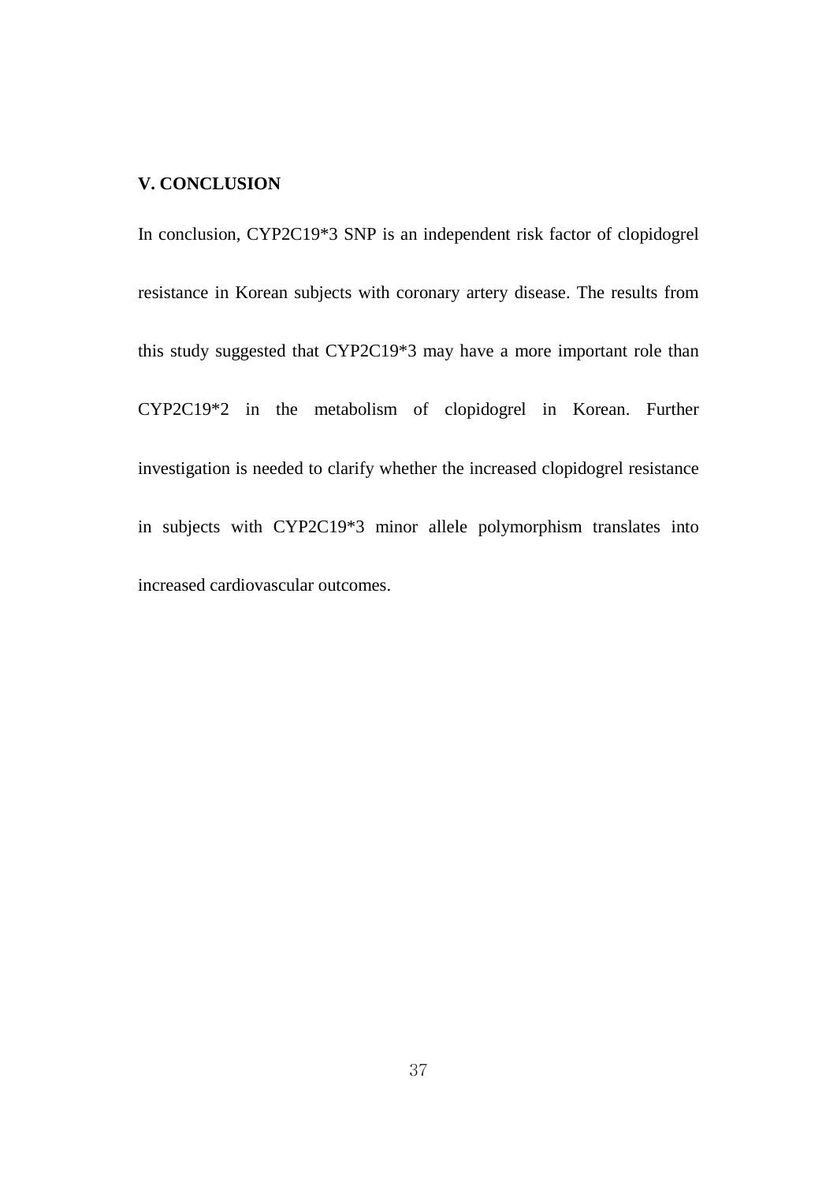## V. CONCLUSION

In conclusion, CYP2C19*3 SNP is an independent risk factor of clopidogrel resistance in Korean subjects with coronary artery disease. The results from this study suggested that CYP2C19*3 may have a more important role than CYP2C19*2 in the metabolism of clopidogrel in Korean. Further investigation is needed to clarify whether the increased clopidogrel resistance in subjects with CYP2C19*3 minor allele polymorphism translates into increased cardiovascular outcomes.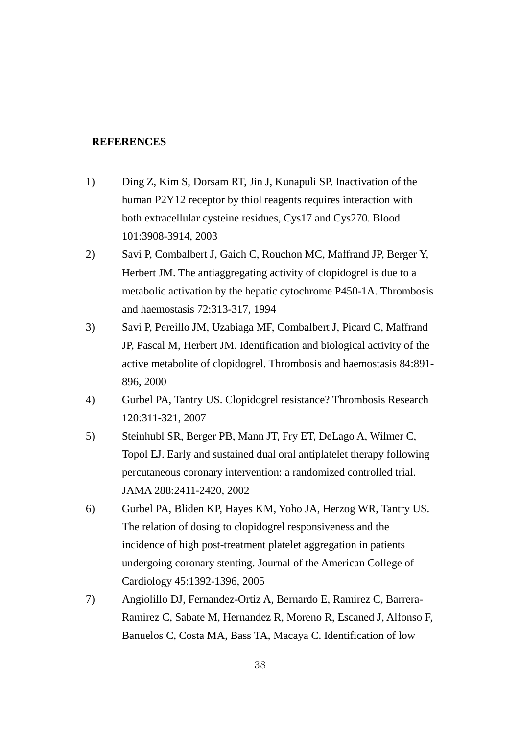## REFERENCES

1) Ding Z, Kim S, Dorsam RT, Jin J, Kunapuli SP. Inactivation of the human P2Y12 receptor by thiol reagents requires interaction with both extracellular cysteine residues, Cys17 and Cys270. Blood 101:3908-3914, 2003
2) Savi P, Combalbert J, Gaich C, Rouchon MC, Maffrand JP, Berger Y, Herbert JM. The antiaggregating activity of clopidogrel is due to a metabolic activation by the hepatic cytochrome P450-1A. Thrombosis and haemostasis 72:313-317, 1994
3) Savi P, Pereillo JM, Uzabiaga MF, Combalbert J, Picard C, Maffrand JP, Pascal M, Herbert JM. Identification and biological activity of the active metabolite of clopidogrel. Thrombosis and haemostasis 84:891-896, 2000
4) Gurbel PA, Tantry US. Clopidogrel resistance? Thrombosis Research 120:311-321, 2007
5) Steinhubl SR, Berger PB, Mann JT, Fry ET, DeLago A, Wilmer C, Topol EJ. Early and sustained dual oral antiplatelet therapy following percutaneous coronary intervention: a randomized controlled trial. JAMA 288:2411-2420, 2002
6) Gurbel PA, Bliden KP, Hayes KM, Yoho JA, Herzog WR, Tantry US. The relation of dosing to clopidogrel responsiveness and the incidence of high post-treatment platelet aggregation in patients undergoing coronary stenting. Journal of the American College of Cardiology 45:1392-1396, 2005
7) Angiolillo DJ, Fernandez-Ortiz A, Bernardo E, Ramirez C, Barrera-Ramirez C, Sabate M, Hernandez R, Moreno R, Escaned J, Alfonso F, Banuelos C, Costa MA, Bass TA, Macaya C. Identification of low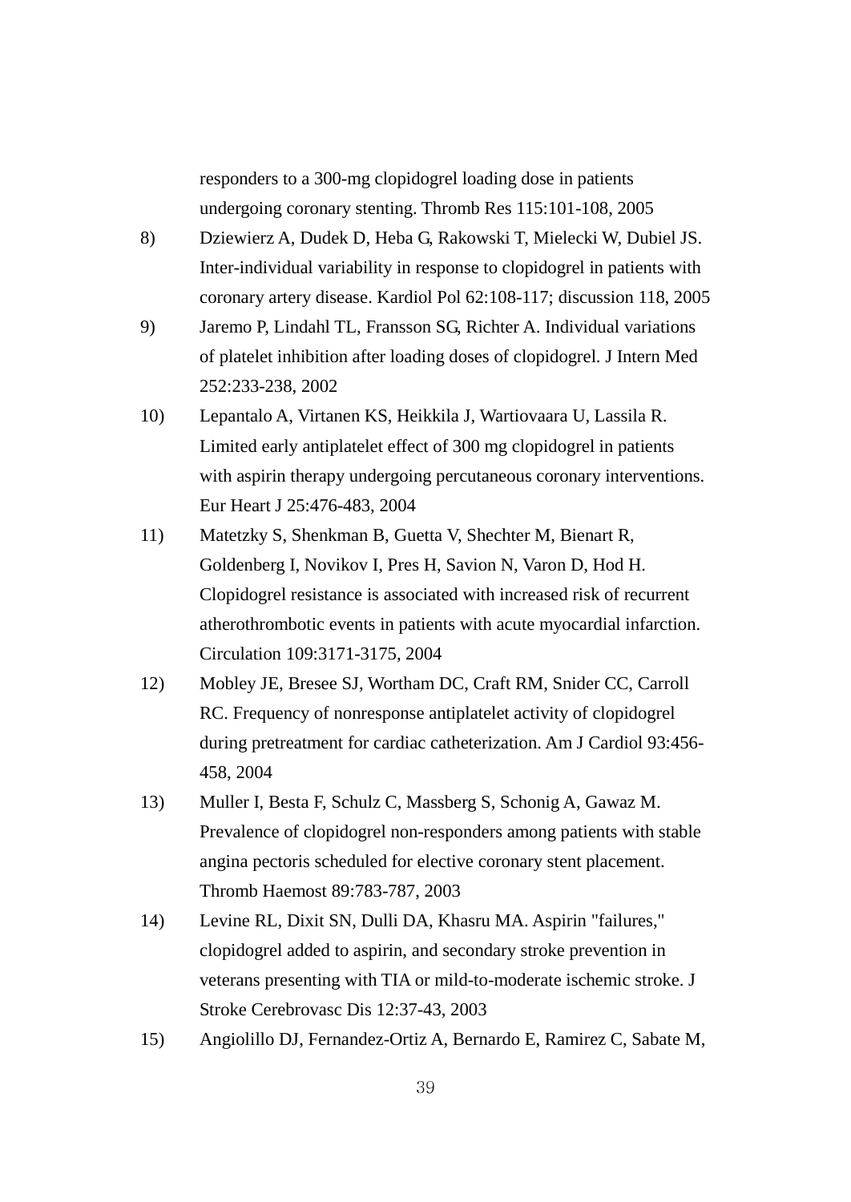responders to a 300-mg clopidogrel loading dose in patients undergoing coronary stenting. Thromb Res 115:101-108, 2005

8) Dziewierz A, Dudek D, Heba G, Rakowski T, Mielecki W, Dubiel JS. Inter-individual variability in response to clopidogrel in patients with coronary artery disease. Kardiol Pol 62:108-117; discussion 118, 2005

9) Jaremo P, Lindahl TL, Fransson SG, Richter A. Individual variations of platelet inhibition after loading doses of clopidogrel. J Intern Med 252:233-238, 2002

10) Lepantalo A, Virtanen KS, Heikkila J, Wartiovaara U, Lassila R. Limited early antiplatelet effect of 300 mg clopidogrel in patients with aspirin therapy undergoing percutaneous coronary interventions. Eur Heart J 25:476-483, 2004

11) Matetzky S, Shenkman B, Guetta V, Shechter M, Bienart R, Goldenberg I, Novikov I, Pres H, Savion N, Varon D, Hod H. Clopidogrel resistance is associated with increased risk of recurrent atherothrombotic events in patients with acute myocardial infarction. Circulation 109:3171-3175, 2004

12) Mobley JE, Bresee SJ, Wortham DC, Craft RM, Snider CC, Carroll RC. Frequency of nonresponse antiplatelet activity of clopidogrel during pretreatment for cardiac catheterization. Am J Cardiol 93:456-458, 2004

13) Muller I, Besta F, Schulz C, Massberg S, Schonig A, Gawaz M. Prevalence of clopidogrel non-responders among patients with stable angina pectoris scheduled for elective coronary stent placement. Thromb Haemost 89:783-787, 2003

14) Levine RL, Dixit SN, Dulli DA, Khasru MA. Aspirin "failures," clopidogrel added to aspirin, and secondary stroke prevention in veterans presenting with TIA or mild-to-moderate ischemic stroke. J Stroke Cerebrovasc Dis 12:37-43, 2003

15) Angiolillo DJ, Fernandez-Ortiz A, Bernardo E, Ramirez C, Sabate M,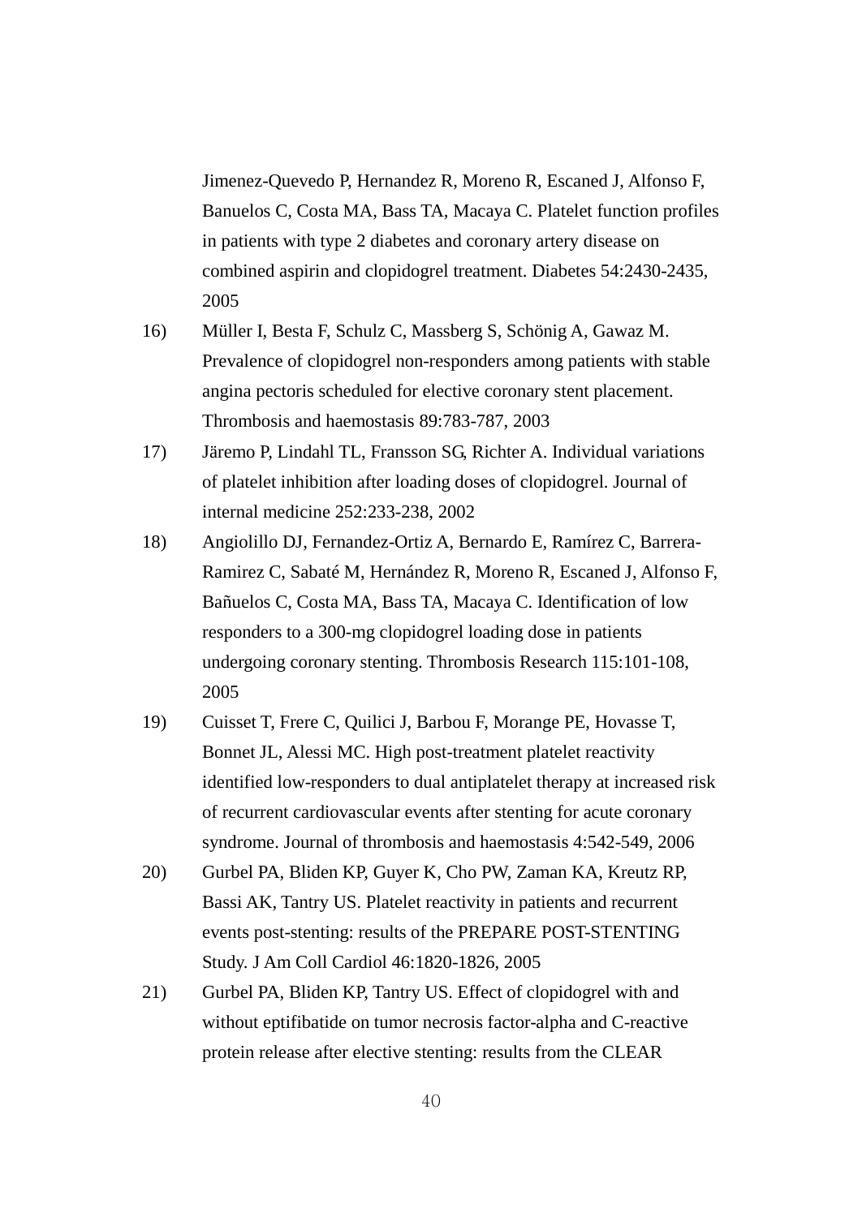Jimenez-Quevedo P, Hernandez R, Moreno R, Escaned J, Alfonso F, Banuelos C, Costa MA, Bass TA, Macaya C. Platelet function profiles in patients with type 2 diabetes and coronary artery disease on combined aspirin and clopidogrel treatment. Diabetes 54:2430-2435, 2005

16) Müller I, Besta F, Schulz C, Massberg S, Schönig A, Gawaz M. Prevalence of clopidogrel non-responders among patients with stable angina pectoris scheduled for elective coronary stent placement. Thrombosis and haemostasis 89:783-787, 2003

17) Järemo P, Lindahl TL, Fransson SG, Richter A. Individual variations of platelet inhibition after loading doses of clopidogrel. Journal of internal medicine 252:233-238, 2002

18) Angiolillo DJ, Fernandez-Ortiz A, Bernardo E, Ramírez C, Barrera-Ramirez C, Sabaté M, Hernández R, Moreno R, Escaned J, Alfonso F, Bañuelos C, Costa MA, Bass TA, Macaya C. Identification of low responders to a 300-mg clopidogrel loading dose in patients undergoing coronary stenting. Thrombosis Research 115:101-108, 2005

19) Cuisset T, Frere C, Quilici J, Barbou F, Morange PE, Hovasse T, Bonnet JL, Alessi MC. High post-treatment platelet reactivity identified low-responders to dual antiplatelet therapy at increased risk of recurrent cardiovascular events after stenting for acute coronary syndrome. Journal of thrombosis and haemostasis 4:542-549, 2006

20) Gurbel PA, Bliden KP, Guyer K, Cho PW, Zaman KA, Kreutz RP, Bassi AK, Tantry US. Platelet reactivity in patients and recurrent events post-stenting: results of the PREPARE POST-STENTING Study. J Am Coll Cardiol 46:1820-1826, 2005

21) Gurbel PA, Bliden KP, Tantry US. Effect of clopidogrel with and without eptifibatide on tumor necrosis factor-alpha and C-reactive protein release after elective stenting: results from the CLEAR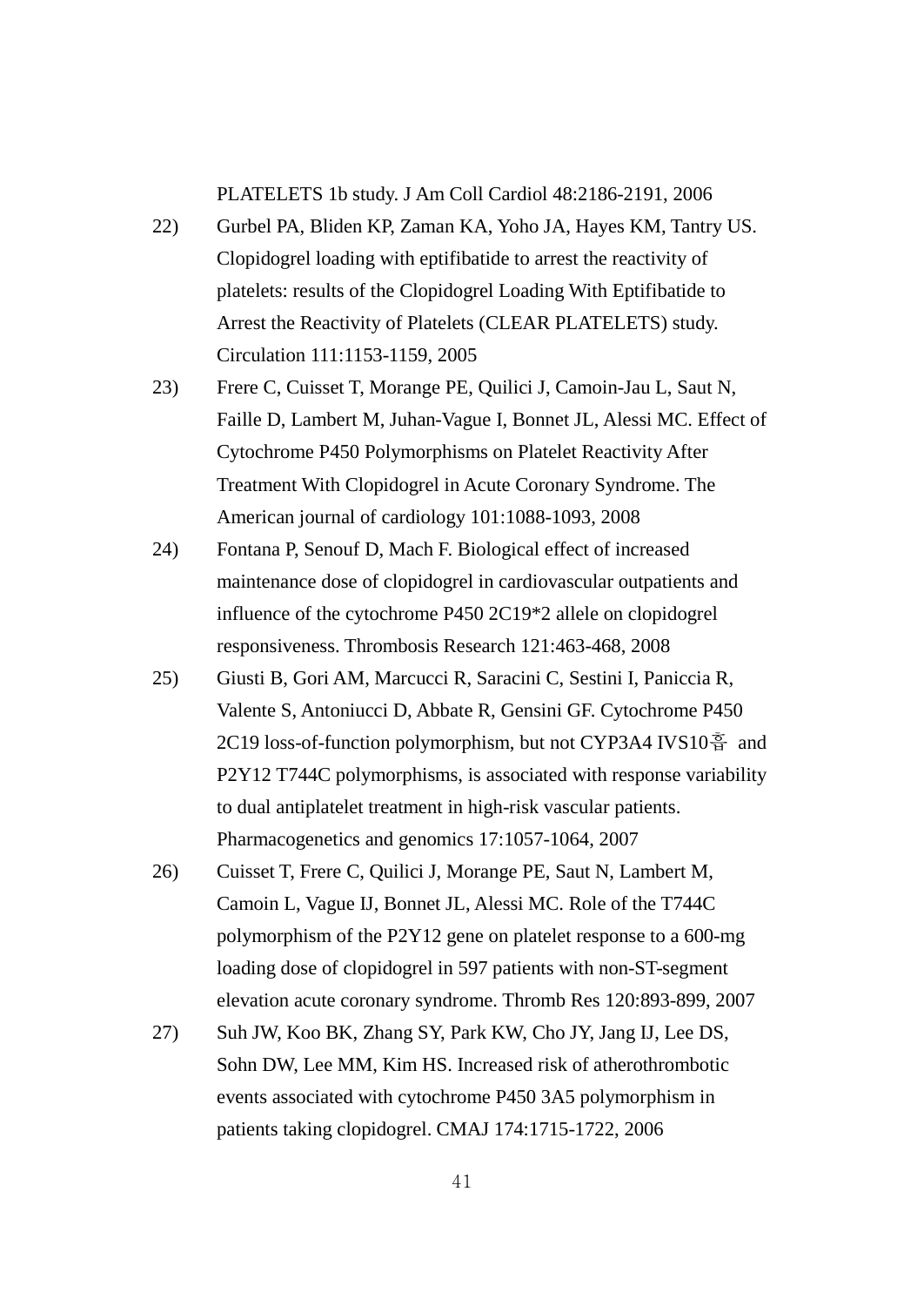PLATELETS 1b study. J Am Coll Cardiol 48:2186-2191, 2006

22) Gurbel PA, Bliden KP, Zaman KA, Yoho JA, Hayes KM, Tantry US. Clopidogrel loading with eptifibatide to arrest the reactivity of platelets: results of the Clopidogrel Loading With Eptifibatide to Arrest the Reactivity of Platelets (CLEAR PLATELETS) study. Circulation 111:1153-1159, 2005

23) Frere C, Cuisset T, Morange PE, Quilici J, Camoin-Jau L, Saut N, Faille D, Lambert M, Juhan-Vague I, Bonnet JL, Alessi MC. Effect of Cytochrome P450 Polymorphisms on Platelet Reactivity After Treatment With Clopidogrel in Acute Coronary Syndrome. The American journal of cardiology 101:1088-1093, 2008

24) Fontana P, Senouf D, Mach F. Biological effect of increased maintenance dose of clopidogrel in cardiovascular outpatients and influence of the cytochrome P450 2C19*2 allele on clopidogrel responsiveness. Thrombosis Research 121:463-468, 2008

25) Giusti B, Gori AM, Marcucci R, Saracini C, Sestini I, Paniccia R, Valente S, Antoniucci D, Abbate R, Gensini GF. Cytochrome P450 2C19 loss-of-function polymorphism, but not CYP3A4 IVS10흠 and P2Y12 T744C polymorphisms, is associated with response variability to dual antiplatelet treatment in high-risk vascular patients. Pharmacogenetics and genomics 17:1057-1064, 2007

26) Cuisset T, Frere C, Quilici J, Morange PE, Saut N, Lambert M, Camoin L, Vague IJ, Bonnet JL, Alessi MC. Role of the T744C polymorphism of the P2Y12 gene on platelet response to a 600-mg loading dose of clopidogrel in 597 patients with non-ST-segment elevation acute coronary syndrome. Thromb Res 120:893-899, 2007

27) Suh JW, Koo BK, Zhang SY, Park KW, Cho JY, Jang IJ, Lee DS, Sohn DW, Lee MM, Kim HS. Increased risk of atherothrombotic events associated with cytochrome P450 3A5 polymorphism in patients taking clopidogrel. CMAJ 174:1715-1722, 2006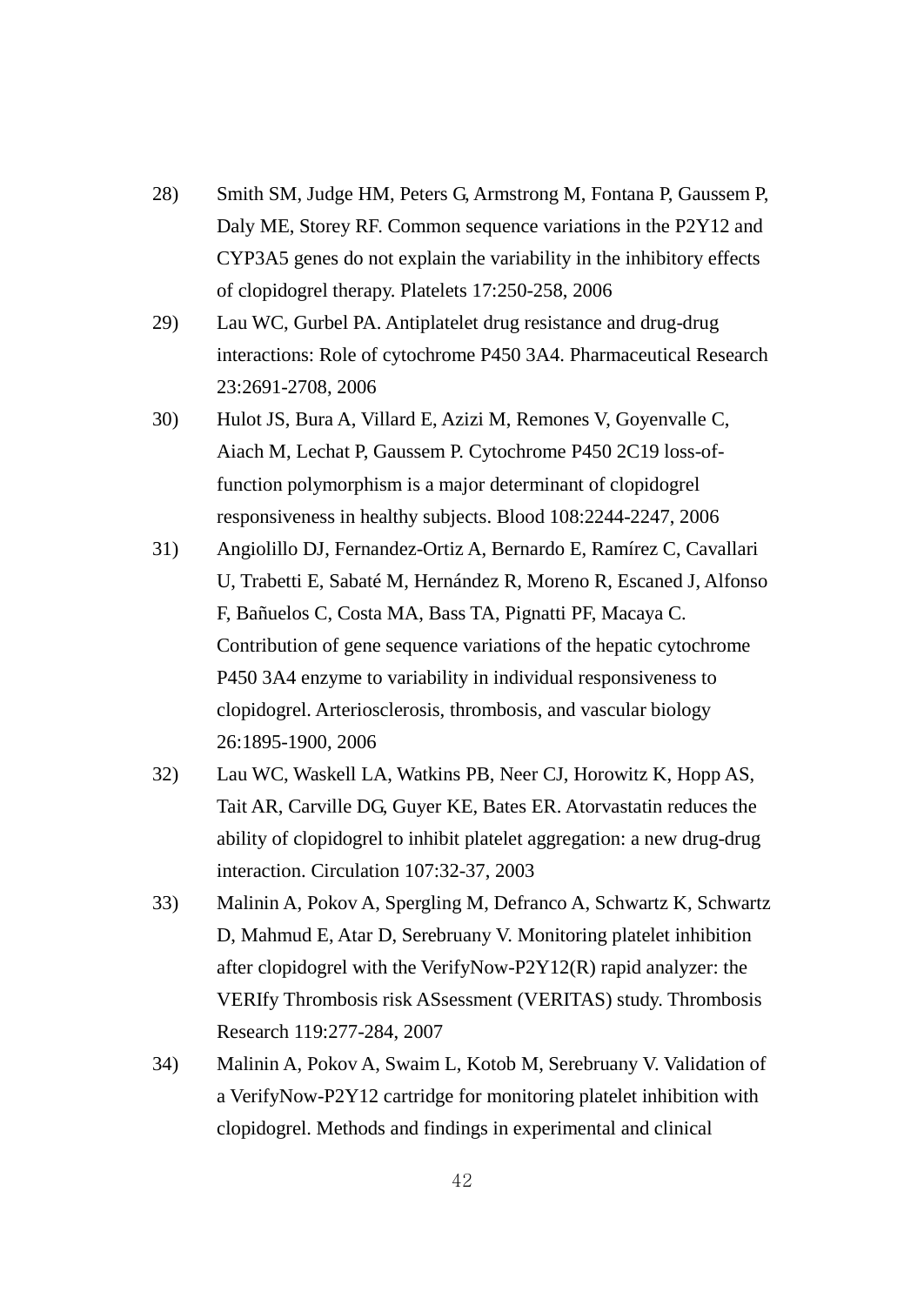28) Smith SM, Judge HM, Peters G, Armstrong M, Fontana P, Gaussem P, Daly ME, Storey RF. Common sequence variations in the P2Y12 and CYP3A5 genes do not explain the variability in the inhibitory effects of clopidogrel therapy. Platelets 17:250-258, 2006

29) Lau WC, Gurbel PA. Antiplatelet drug resistance and drug-drug interactions: Role of cytochrome P450 3A4. Pharmaceutical Research 23:2691-2708, 2006

30) Hulot JS, Bura A, Villard E, Azizi M, Remones V, Goyenvalle C, Aiach M, Lechat P, Gaussem P. Cytochrome P450 2C19 loss-of-function polymorphism is a major determinant of clopidogrel responsiveness in healthy subjects. Blood 108:2244-2247, 2006

31) Angiolillo DJ, Fernandez-Ortiz A, Bernardo E, Ramírez C, Cavallari U, Trabetti E, Sabaté M, Hernández R, Moreno R, Escaned J, Alfonso F, Bañuelos C, Costa MA, Bass TA, Pignatti PF, Macaya C. Contribution of gene sequence variations of the hepatic cytochrome P450 3A4 enzyme to variability in individual responsiveness to clopidogrel. Arteriosclerosis, thrombosis, and vascular biology 26:1895-1900, 2006

32) Lau WC, Waskell LA, Watkins PB, Neer CJ, Horowitz K, Hopp AS, Tait AR, Carville DG, Guyer KE, Bates ER. Atorvastatin reduces the ability of clopidogrel to inhibit platelet aggregation: a new drug-drug interaction. Circulation 107:32-37, 2003

33) Malinin A, Pokov A, Spergling M, Defranco A, Schwartz K, Schwartz D, Mahmud E, Atar D, Serebruany V. Monitoring platelet inhibition after clopidogrel with the VerifyNow-P2Y12(R) rapid analyzer: the VERIfy Thrombosis risk ASsessment (VERITAS) study. Thrombosis Research 119:277-284, 2007

34) Malinin A, Pokov A, Swaim L, Kotob M, Serebruany V. Validation of a VerifyNow-P2Y12 cartridge for monitoring platelet inhibition with clopidogrel. Methods and findings in experimental and clinical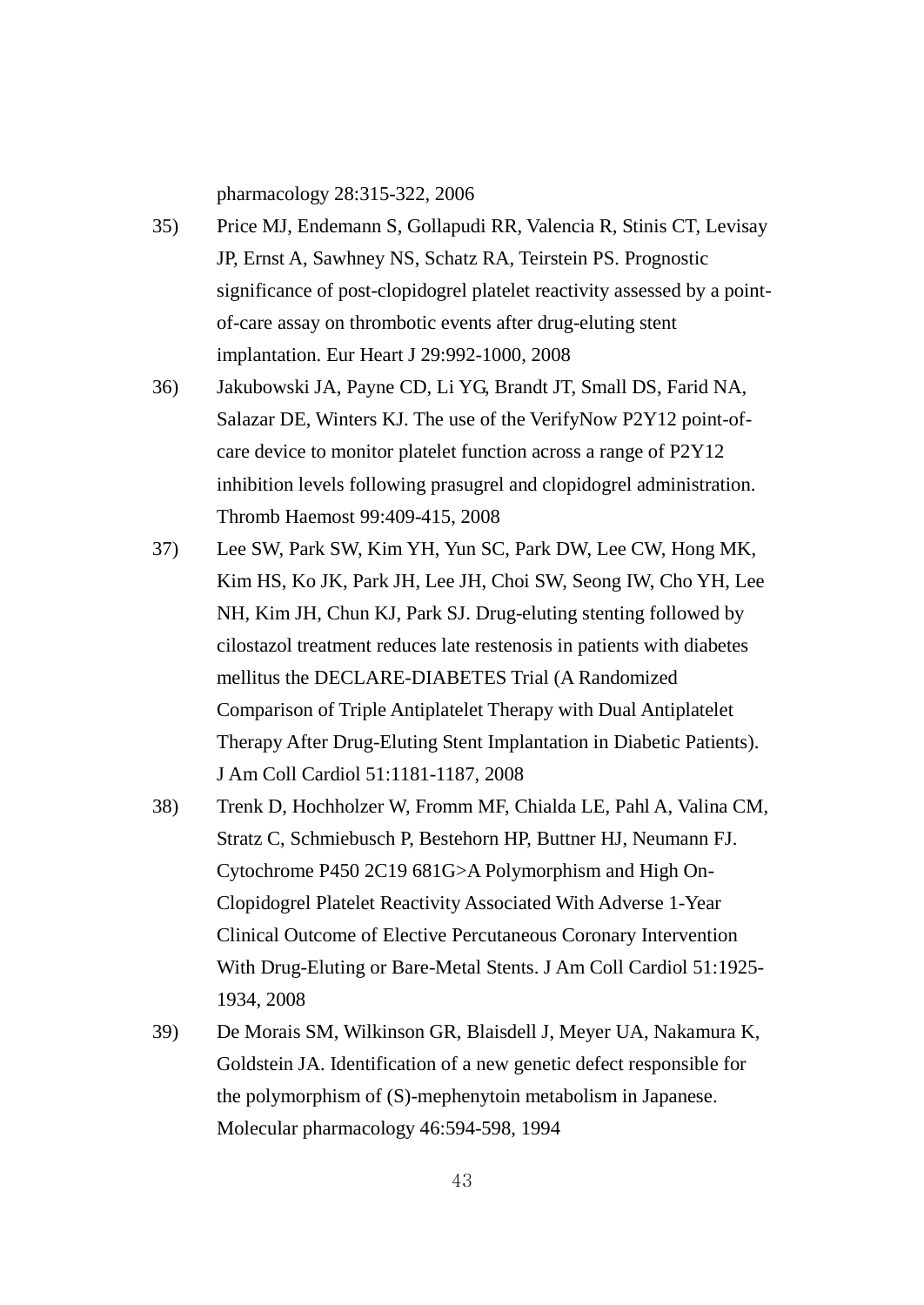pharmacology 28:315-322, 2006

35) Price MJ, Endemann S, Gollapudi RR, Valencia R, Stinis CT, Levisay JP, Ernst A, Sawhney NS, Schatz RA, Teirstein PS. Prognostic significance of post-clopidogrel platelet reactivity assessed by a point-of-care assay on thrombotic events after drug-eluting stent implantation. Eur Heart J 29:992-1000, 2008

36) Jakubowski JA, Payne CD, Li YG, Brandt JT, Small DS, Farid NA, Salazar DE, Winters KJ. The use of the VerifyNow P2Y12 point-of-care device to monitor platelet function across a range of P2Y12 inhibition levels following prasugrel and clopidogrel administration. Thromb Haemost 99:409-415, 2008

37) Lee SW, Park SW, Kim YH, Yun SC, Park DW, Lee CW, Hong MK, Kim HS, Ko JK, Park JH, Lee JH, Choi SW, Seong IW, Cho YH, Lee NH, Kim JH, Chun KJ, Park SJ. Drug-eluting stenting followed by cilostazol treatment reduces late restenosis in patients with diabetes mellitus the DECLARE-DIABETES Trial (A Randomized Comparison of Triple Antiplatelet Therapy with Dual Antiplatelet Therapy After Drug-Eluting Stent Implantation in Diabetic Patients). J Am Coll Cardiol 51:1181-1187, 2008

38) Trenk D, Hochholzer W, Fromm MF, Chialda LE, Pahl A, Valina CM, Stratz C, Schmiebusch P, Bestehorn HP, Buttner HJ, Neumann FJ. Cytochrome P450 2C19 681G>A Polymorphism and High On-Clopidogrel Platelet Reactivity Associated With Adverse 1-Year Clinical Outcome of Elective Percutaneous Coronary Intervention With Drug-Eluting or Bare-Metal Stents. J Am Coll Cardiol 51:1925-1934, 2008

39) De Morais SM, Wilkinson GR, Blaisdell J, Meyer UA, Nakamura K, Goldstein JA. Identification of a new genetic defect responsible for the polymorphism of (S)-mephenytoin metabolism in Japanese. Molecular pharmacology 46:594-598, 1994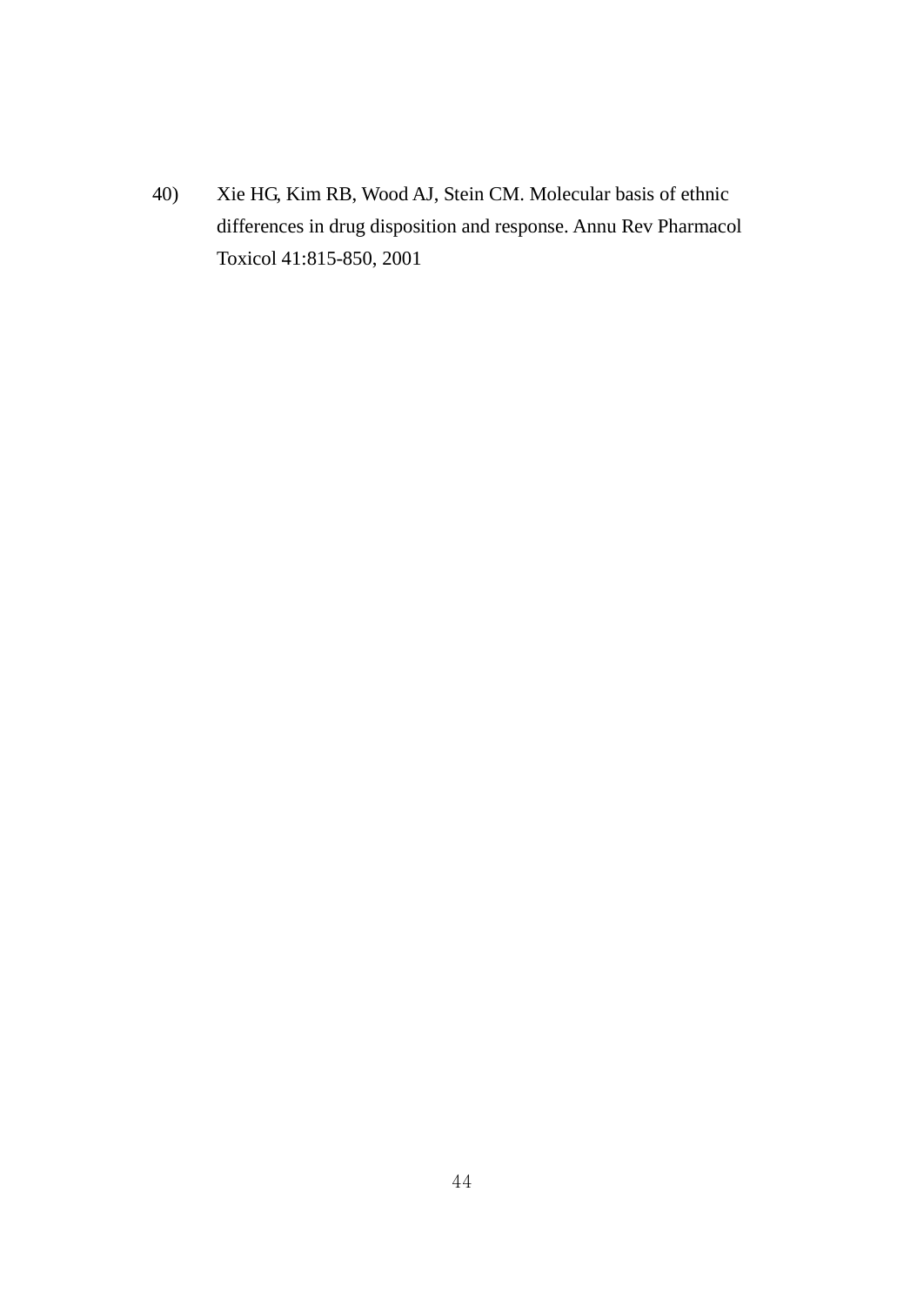40) Xie HG, Kim RB, Wood AJ, Stein CM. Molecular basis of ethnic differences in drug disposition and response. Annu Rev Pharmacol Toxicol 41:815-850, 2001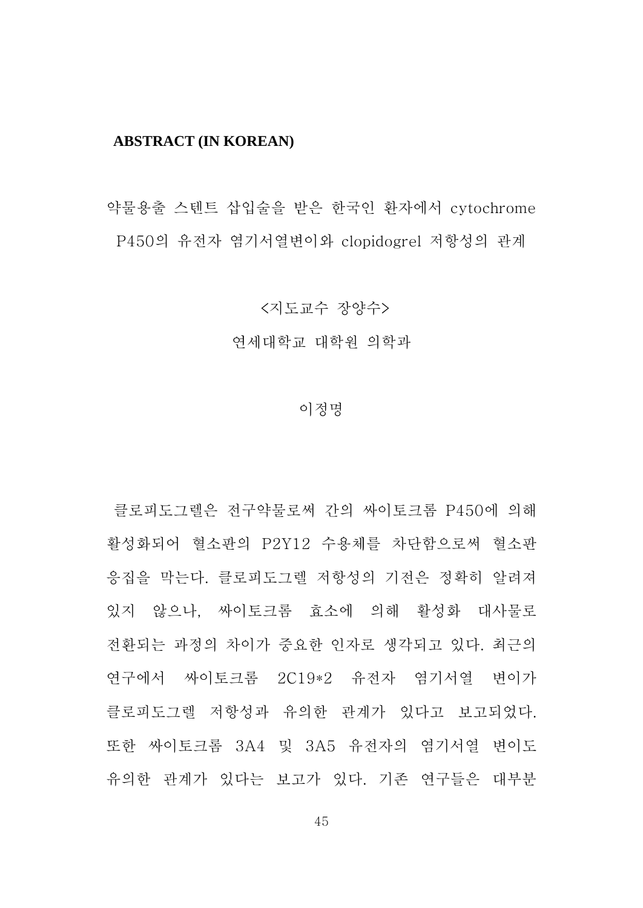## ABSTRACT (IN KOREAN)

약물용출 스텐트 삽입술을 받은 한국인 환자에서 cytochrome P450의 유전자 염기서열변이와 clopidogrel 저항성의 관계

<지도교수 장양수>

연세대학교 대학원 의학과

이정명

클로피도그렐은 전구약물로써 간의 싸이토크롬 P450에 의해 활성화되어 혈소판의 P2Y12 수용체를 차단함으로써 혈소판 응집을 막는다. 클로피도그렐 저항성의 기전은 정확히 알려져 있지 않으나, 싸이토크롬 효소에 의해 활성화 대사물로 전환되는 과정의 차이가 중요한 인자로 생각되고 있다. 최근의 연구에서 싸이토크롬 2C19*2 유전자 염기서열 변이가 클로피도그렐 저항성과 유의한 관계가 있다고 보고되었다. 또한 싸이토크롬 3A4 및 3A5 유전자의 염기서열 변이도 유의한 관계가 있다는 보고가 있다. 기존 연구들은 대부분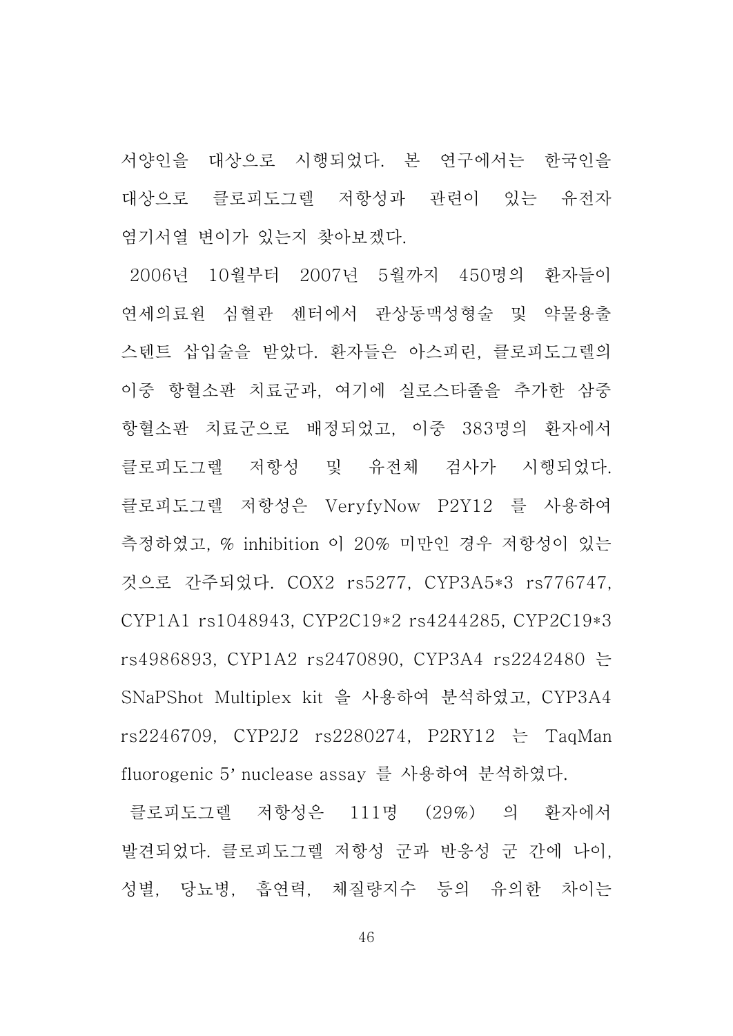서양인을 대상으로 시행되었다. 본 연구에서는 한국인을 대상으로 클로피도그렐 저항성과 관련이 있는 유전자 염기서열 변이가 있는지 찾아보겠다.

2006년 10월부터 2007년 5월까지 450명의 환자들이 연세의료원 심혈관 센터에서 관상동맥성형술 및 약물용출 스텐트 삽입술을 받았다. 환자들은 아스피린, 클로피도그렐의 이중 항혈소판 치료군과, 여기에 실로스타졸을 추가한 삼중 항혈소판 치료군으로 배정되었고, 이중 383명의 환자에서 클로피도그렐 저항성 및 유전체 검사가 시행되었다. 클로피도그렐 저항성은 VeryfyNow P2Y12 를 사용하여 측정하였고, % inhibition 이 20% 미만인 경우 저항성이 있는 것으로 간주되었다. COX2 rs5277, CYP3A5*3 rs776747, CYP1A1 rs1048943, CYP2C19*2 rs4244285, CYP2C19*3 rs4986893, CYP1A2 rs2470890, CYP3A4 rs2242480 는 SNaPShot Multiplex kit 을 사용하여 분석하였고, CYP3A4 rs2246709, CYP2J2 rs2280274, P2RY12 는 TaqMan fluorogenic 5' nuclease assay 를 사용하여 분석하였다.

클로피도그렐 저항성은 111명 (29%) 의 환자에서 발견되었다. 클로피도그렐 저항성 군과 반응성 군 간에 나이, 성별, 당뇨병, 흡연력, 체질량지수 등의 유의한 차이는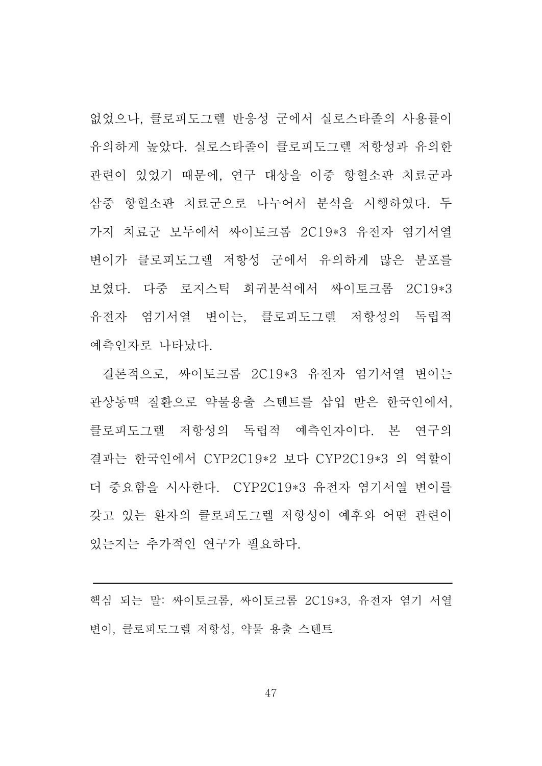없었으나, 클로피도그렐 반응성 군에서 실로스타졸의 사용률이 유의하게 높았다. 실로스타졸이 클로피도그렐 저항성과 유의한 관련이 있었기 때문에, 연구 대상을 이중 항혈소판 치료군과 삼중 항혈소판 치료군으로 나누어서 분석을 시행하였다. 두 가지 치료군 모두에서 싸이토크롬 2C19*3 유전자 염기서열 변이가 클로피도그렐 저항성 군에서 유의하게 많은 분포를 보였다. 다중 로지스틱 회귀분석에서 싸이토크롬 2C19*3 유전자 염기서열 변이는, 클로피도그렐 저항성의 독립적 예측인자로 나타났다.

결론적으로, 싸이토크롬 2C19*3 유전자 염기서열 변이는 관상동맥 질환으로 약물용출 스텐트를 삽입 받은 한국인에서, 클로피도그렐 저항성의 독립적 예측인자이다. 본 연구의 결과는 한국인에서 CYP2C19*2 보다 CYP2C19*3 의 역할이 더 중요함을 시사한다. CYP2C19*3 유전자 염기서열 변이를 갖고 있는 환자의 클로피도그렐 저항성이 예후와 어떤 관련이 있는지는 추가적인 연구가 필요하다.

---

핵심 되는 말: 싸이토크롬, 싸이토크롬 2C19*3, 유전자 염기 서열 변이, 클로피도그렐 저항성, 약물 용출 스텐트